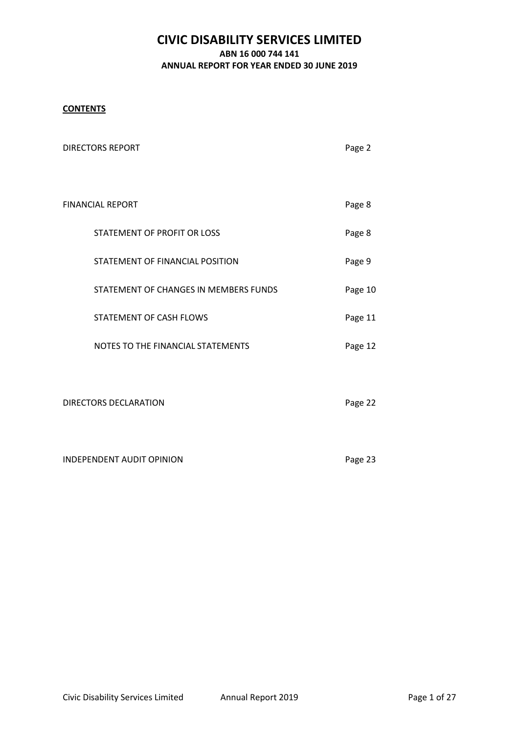# CIVIC DISABILITY SERVICES LIMITED

**ABN 16 000 744 141**

**ANNUAL REPORT FOR YEAR ENDED 30 JUNE 2019**

**CONTENTS**

| | |
|---|---|
| DIRECTORS REPORT | Page 2 |
| FINANCIAL REPORT | Page 8 |
| STATEMENT OF PROFIT OR LOSS | Page 8 |
| STATEMENT OF FINANCIAL POSITION | Page 9 |
| STATEMENT OF CHANGES IN MEMBERS FUNDS | Page 10 |
| STATEMENT OF CASH FLOWS | Page 11 |
| NOTES TO THE FINANCIAL STATEMENTS | Page 12 |
| DIRECTORS DECLARATION | Page 22 |
| INDEPENDENT AUDIT OPINION | Page 23 |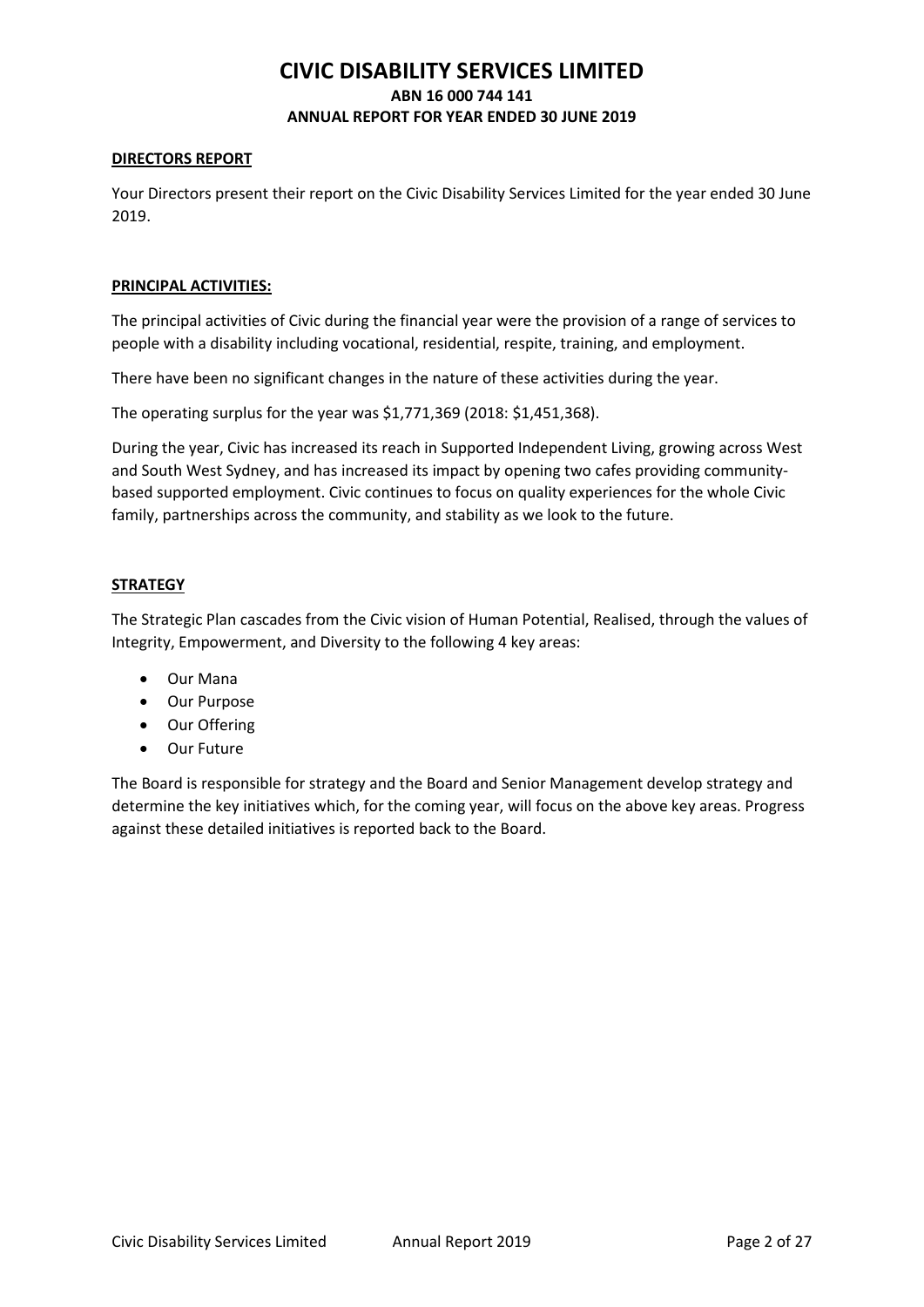# CIVIC DISABILITY SERVICES LIMITED

**ABN 16 000 744 141**

**ANNUAL REPORT FOR YEAR ENDED 30 JUNE 2019**

## DIRECTORS REPORT

Your Directors present their report on the Civic Disability Services Limited for the year ended 30 June 2019.

## PRINCIPAL ACTIVITIES:

The principal activities of Civic during the financial year were the provision of a range of services to people with a disability including vocational, residential, respite, training, and employment.

There have been no significant changes in the nature of these activities during the year.

The operating surplus for the year was $1,771,369 (2018: $1,451,368).

During the year, Civic has increased its reach in Supported Independent Living, growing across West and South West Sydney, and has increased its impact by opening two cafes providing community-based supported employment. Civic continues to focus on quality experiences for the whole Civic family, partnerships across the community, and stability as we look to the future.

## STRATEGY

The Strategic Plan cascades from the Civic vision of Human Potential, Realised, through the values of Integrity, Empowerment, and Diversity to the following 4 key areas:

- Our Mana
- Our Purpose
- Our Offering
- Our Future

The Board is responsible for strategy and the Board and Senior Management develop strategy and determine the key initiatives which, for the coming year, will focus on the above key areas. Progress against these detailed initiatives is reported back to the Board.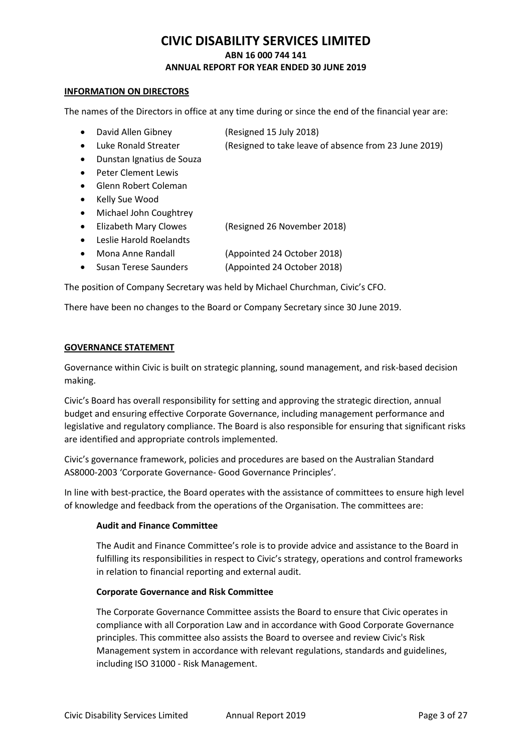# CIVIC DISABILITY SERVICES LIMITED

**ABN 16 000 744 141**

**ANNUAL REPORT FOR YEAR ENDED 30 JUNE 2019**

## INFORMATION ON DIRECTORS

The names of the Directors in office at any time during or since the end of the financial year are:

- David Allen Gibney (Resigned 15 July 2018)
- Luke Ronald Streater (Resigned to take leave of absence from 23 June 2019)
- Dunstan Ignatius de Souza
- Peter Clement Lewis
- Glenn Robert Coleman
- Kelly Sue Wood
- Michael John Coughtrey
- Elizabeth Mary Clowes (Resigned 26 November 2018)
- Leslie Harold Roelandts
- Mona Anne Randall (Appointed 24 October 2018)
- Susan Terese Saunders (Appointed 24 October 2018)

The position of Company Secretary was held by Michael Churchman, Civic's CFO.

There have been no changes to the Board or Company Secretary since 30 June 2019.

## GOVERNANCE STATEMENT

Governance within Civic is built on strategic planning, sound management, and risk-based decision making.

Civic's Board has overall responsibility for setting and approving the strategic direction, annual budget and ensuring effective Corporate Governance, including management performance and legislative and regulatory compliance. The Board is also responsible for ensuring that significant risks are identified and appropriate controls implemented.

Civic's governance framework, policies and procedures are based on the Australian Standard AS8000-2003 'Corporate Governance- Good Governance Principles'.

In line with best-practice, the Board operates with the assistance of committees to ensure high level of knowledge and feedback from the operations of the Organisation. The committees are:

### Audit and Finance Committee

The Audit and Finance Committee's role is to provide advice and assistance to the Board in fulfilling its responsibilities in respect to Civic's strategy, operations and control frameworks in relation to financial reporting and external audit.

### Corporate Governance and Risk Committee

The Corporate Governance Committee assists the Board to ensure that Civic operates in compliance with all Corporation Law and in accordance with Good Corporate Governance principles. This committee also assists the Board to oversee and review Civic's Risk Management system in accordance with relevant regulations, standards and guidelines, including ISO 31000 - Risk Management.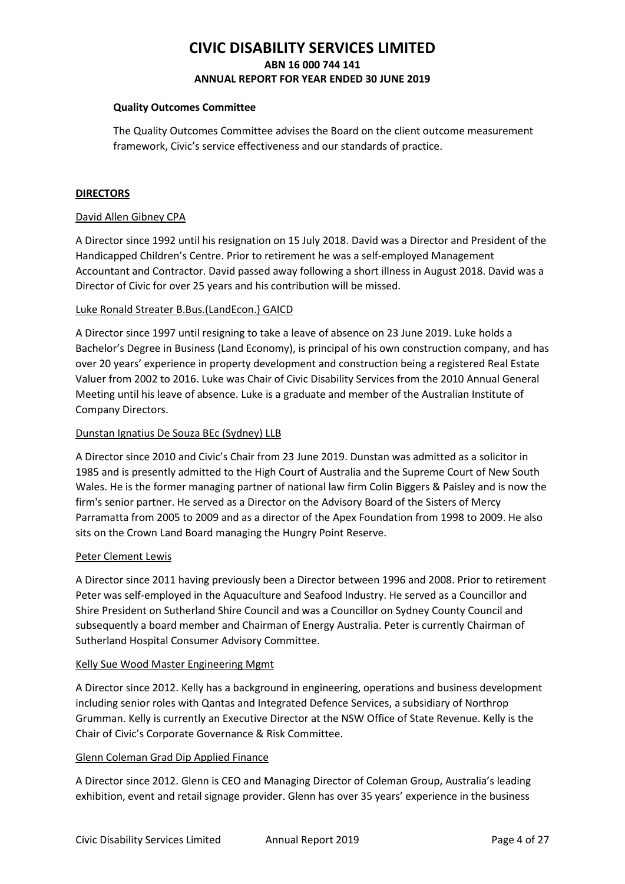### Quality Outcomes Committee

The Quality Outcomes Committee advises the Board on the client outcome measurement framework, Civic's service effectiveness and our standards of practice.

## DIRECTORS

David Allen Gibney CPA

A Director since 1992 until his resignation on 15 July 2018. David was a Director and President of the Handicapped Children's Centre. Prior to retirement he was a self-employed Management Accountant and Contractor. David passed away following a short illness in August 2018. David was a Director of Civic for over 25 years and his contribution will be missed.

Luke Ronald Streater B.Bus.(LandEcon.) GAICD

A Director since 1997 until resigning to take a leave of absence on 23 June 2019. Luke holds a Bachelor's Degree in Business (Land Economy), is principal of his own construction company, and has over 20 years' experience in property development and construction being a registered Real Estate Valuer from 2002 to 2016. Luke was Chair of Civic Disability Services from the 2010 Annual General Meeting until his leave of absence. Luke is a graduate and member of the Australian Institute of Company Directors.

Dunstan Ignatius De Souza BEc (Sydney) LLB

A Director since 2010 and Civic's Chair from 23 June 2019. Dunstan was admitted as a solicitor in 1985 and is presently admitted to the High Court of Australia and the Supreme Court of New South Wales. He is the former managing partner of national law firm Colin Biggers & Paisley and is now the firm's senior partner. He served as a Director on the Advisory Board of the Sisters of Mercy Parramatta from 2005 to 2009 and as a director of the Apex Foundation from 1998 to 2009. He also sits on the Crown Land Board managing the Hungry Point Reserve.

Peter Clement Lewis

A Director since 2011 having previously been a Director between 1996 and 2008. Prior to retirement Peter was self-employed in the Aquaculture and Seafood Industry. He served as a Councillor and Shire President on Sutherland Shire Council and was a Councillor on Sydney County Council and subsequently a board member and Chairman of Energy Australia. Peter is currently Chairman of Sutherland Hospital Consumer Advisory Committee.

Kelly Sue Wood Master Engineering Mgmt

A Director since 2012. Kelly has a background in engineering, operations and business development including senior roles with Qantas and Integrated Defence Services, a subsidiary of Northrop Grumman. Kelly is currently an Executive Director at the NSW Office of State Revenue. Kelly is the Chair of Civic's Corporate Governance & Risk Committee.

Glenn Coleman Grad Dip Applied Finance

A Director since 2012. Glenn is CEO and Managing Director of Coleman Group, Australia's leading exhibition, event and retail signage provider. Glenn has over 35 years' experience in the business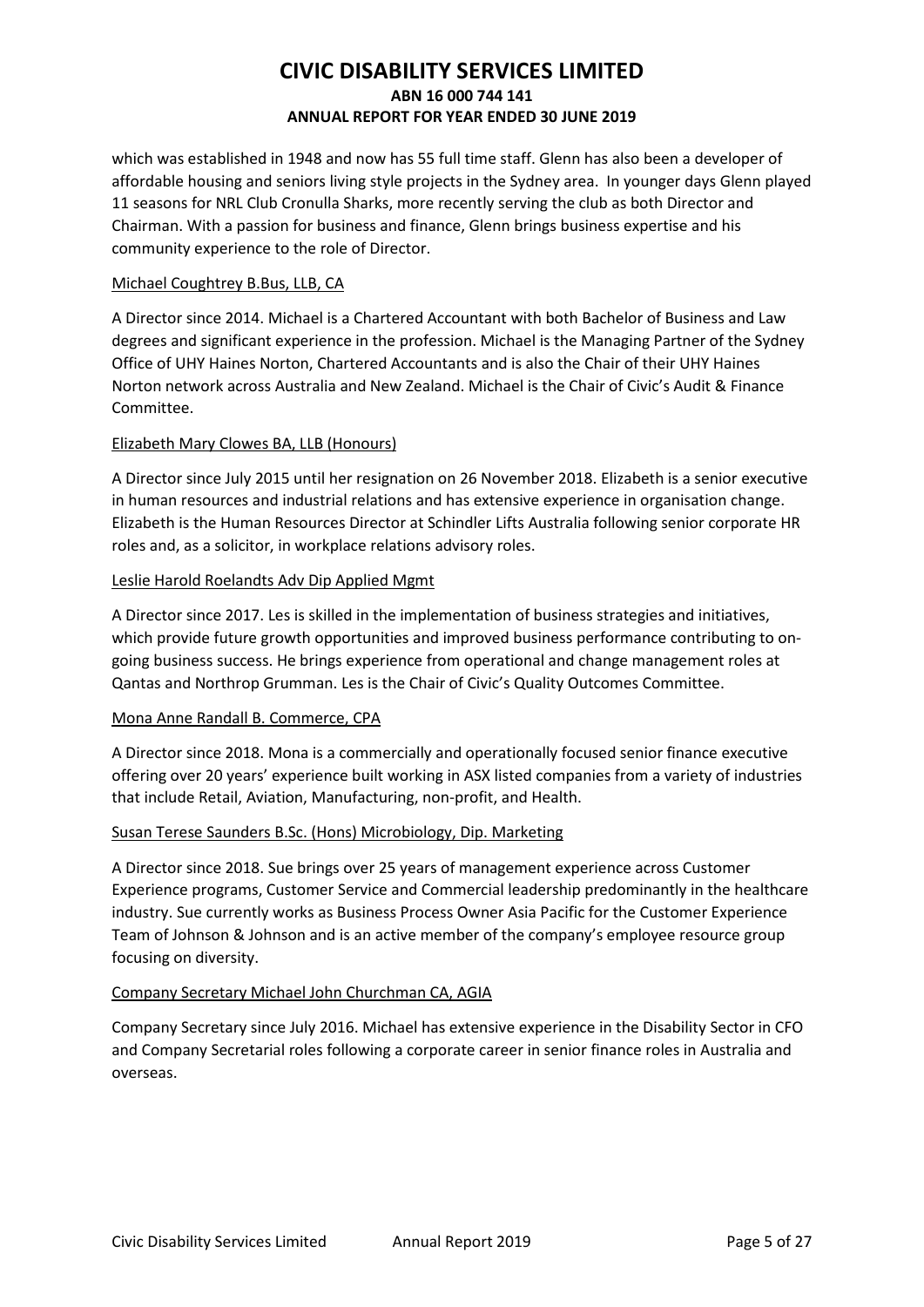which was established in 1948 and now has 55 full time staff. Glenn has also been a developer of affordable housing and seniors living style projects in the Sydney area. In younger days Glenn played 11 seasons for NRL Club Cronulla Sharks, more recently serving the club as both Director and Chairman. With a passion for business and finance, Glenn brings business expertise and his community experience to the role of Director.

Michael Coughtrey B.Bus, LLB, CA

A Director since 2014. Michael is a Chartered Accountant with both Bachelor of Business and Law degrees and significant experience in the profession. Michael is the Managing Partner of the Sydney Office of UHY Haines Norton, Chartered Accountants and is also the Chair of their UHY Haines Norton network across Australia and New Zealand. Michael is the Chair of Civic's Audit & Finance Committee.

Elizabeth Mary Clowes BA, LLB (Honours)

A Director since July 2015 until her resignation on 26 November 2018. Elizabeth is a senior executive in human resources and industrial relations and has extensive experience in organisation change. Elizabeth is the Human Resources Director at Schindler Lifts Australia following senior corporate HR roles and, as a solicitor, in workplace relations advisory roles.

Leslie Harold Roelandts Adv Dip Applied Mgmt

A Director since 2017. Les is skilled in the implementation of business strategies and initiatives, which provide future growth opportunities and improved business performance contributing to on-going business success. He brings experience from operational and change management roles at Qantas and Northrop Grumman. Les is the Chair of Civic's Quality Outcomes Committee.

Mona Anne Randall B. Commerce, CPA

A Director since 2018. Mona is a commercially and operationally focused senior finance executive offering over 20 years' experience built working in ASX listed companies from a variety of industries that include Retail, Aviation, Manufacturing, non-profit, and Health.

Susan Terese Saunders B.Sc. (Hons) Microbiology, Dip. Marketing

A Director since 2018. Sue brings over 25 years of management experience across Customer Experience programs, Customer Service and Commercial leadership predominantly in the healthcare industry. Sue currently works as Business Process Owner Asia Pacific for the Customer Experience Team of Johnson & Johnson and is an active member of the company's employee resource group focusing on diversity.

Company Secretary Michael John Churchman CA, AGIA

Company Secretary since July 2016. Michael has extensive experience in the Disability Sector in CFO and Company Secretarial roles following a corporate career in senior finance roles in Australia and overseas.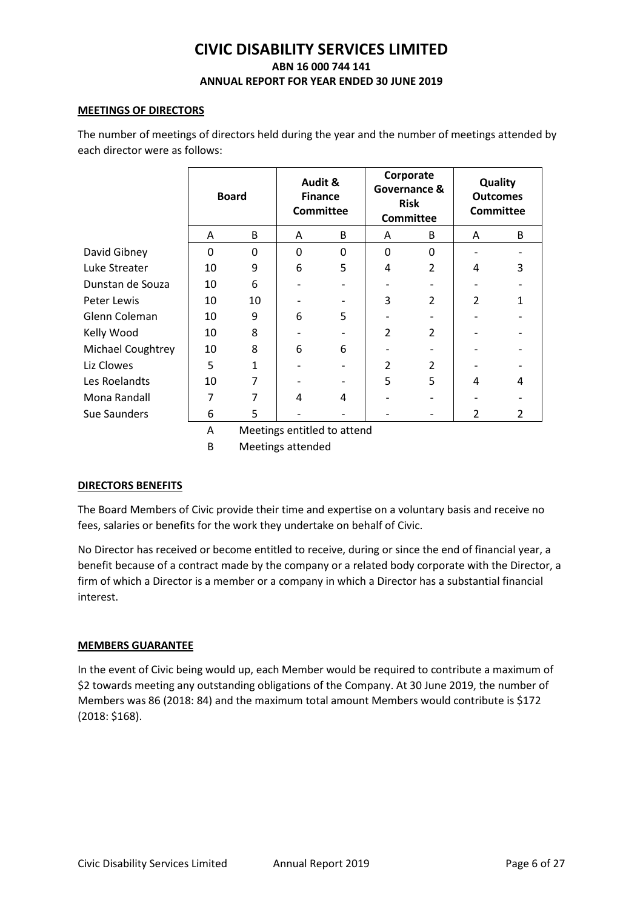# CIVIC DISABILITY SERVICES LIMITED

**ABN 16 000 744 141**

**ANNUAL REPORT FOR YEAR ENDED 30 JUNE 2019**

**MEETINGS OF DIRECTORS**

The number of meetings of directors held during the year and the number of meetings attended by each director were as follows:

| | Board | | Audit & Finance Committee | | Corporate Governance & Risk Committee | | Quality Outcomes Committee | |
|---|---|---|---|---|---|---|---|---|
| | A | B | A | B | A | B | A | B |
| David Gibney | 0 | 0 | 0 | 0 | 0 | 0 | - | - |
| Luke Streater | 10 | 9 | 6 | 5 | 4 | 2 | 4 | 3 |
| Dunstan de Souza | 10 | 6 | - | - | - | - | - | - |
| Peter Lewis | 10 | 10 | - | - | 3 | 2 | 2 | 1 |
| Glenn Coleman | 10 | 9 | 6 | 5 | - | - | - | - |
| Kelly Wood | 10 | 8 | - | - | 2 | 2 | - | - |
| Michael Coughtrey | 10 | 8 | 6 | 6 | - | - | - | - |
| Liz Clowes | 5 | 1 | - | - | 2 | 2 | - | - |
| Les Roelandts | 10 | 7 | - | - | 5 | 5 | 4 | 4 |
| Mona Randall | 7 | 7 | 4 | 4 | - | - | - | - |
| Sue Saunders | 6 | 5 | - | - | - | - | 2 | 2 |

A Meetings entitled to attend

B Meetings attended

**DIRECTORS BENEFITS**

The Board Members of Civic provide their time and expertise on a voluntary basis and receive no fees, salaries or benefits for the work they undertake on behalf of Civic.

No Director has received or become entitled to receive, during or since the end of financial year, a benefit because of a contract made by the company or a related body corporate with the Director, a firm of which a Director is a member or a company in which a Director has a substantial financial interest.

**MEMBERS GUARANTEE**

In the event of Civic being would up, each Member would be required to contribute a maximum of $2 towards meeting any outstanding obligations of the Company. At 30 June 2019, the number of Members was 86 (2018: 84) and the maximum total amount Members would contribute is $172 (2018: $168).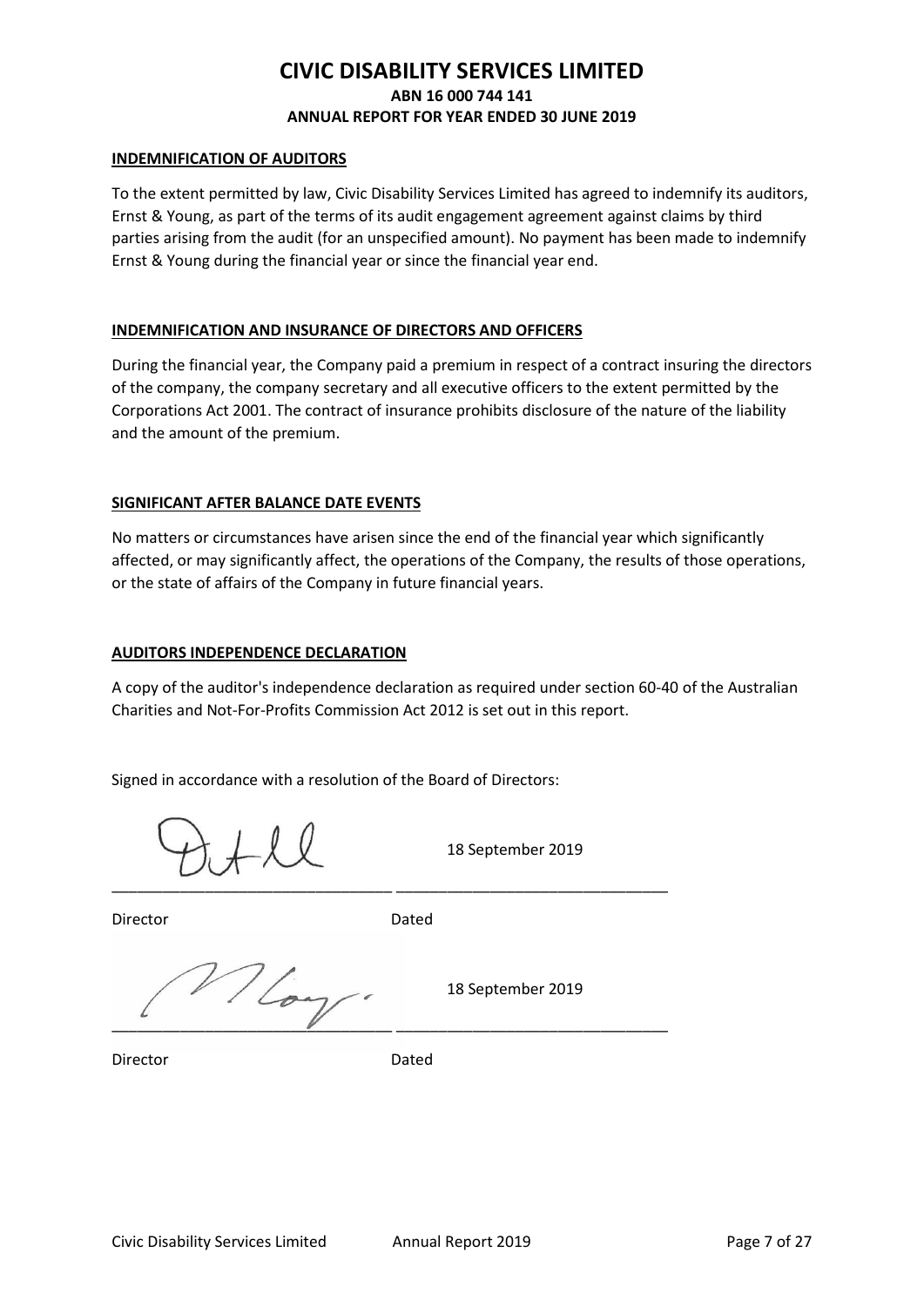# CIVIC DISABILITY SERVICES LIMITED

**ABN 16 000 744 141**

**ANNUAL REPORT FOR YEAR ENDED 30 JUNE 2019**

## INDEMNIFICATION OF AUDITORS

To the extent permitted by law, Civic Disability Services Limited has agreed to indemnify its auditors, Ernst & Young, as part of the terms of its audit engagement agreement against claims by third parties arising from the audit (for an unspecified amount). No payment has been made to indemnify Ernst & Young during the financial year or since the financial year end.

## INDEMNIFICATION AND INSURANCE OF DIRECTORS AND OFFICERS

During the financial year, the Company paid a premium in respect of a contract insuring the directors of the company, the company secretary and all executive officers to the extent permitted by the Corporations Act 2001. The contract of insurance prohibits disclosure of the nature of the liability and the amount of the premium.

## SIGNIFICANT AFTER BALANCE DATE EVENTS

No matters or circumstances have arisen since the end of the financial year which significantly affected, or may significantly affect, the operations of the Company, the results of those operations, or the state of affairs of the Company in future financial years.

## AUDITORS INDEPENDENCE DECLARATION

A copy of the auditor's independence declaration as required under section 60-40 of the Australian Charities and Not-For-Profits Commission Act 2012 is set out in this report.

Signed in accordance with a resolution of the Board of Directors:

| | |
|---|---|
| Director | Dated 18 September 2019 |
| Director | Dated 18 September 2019 |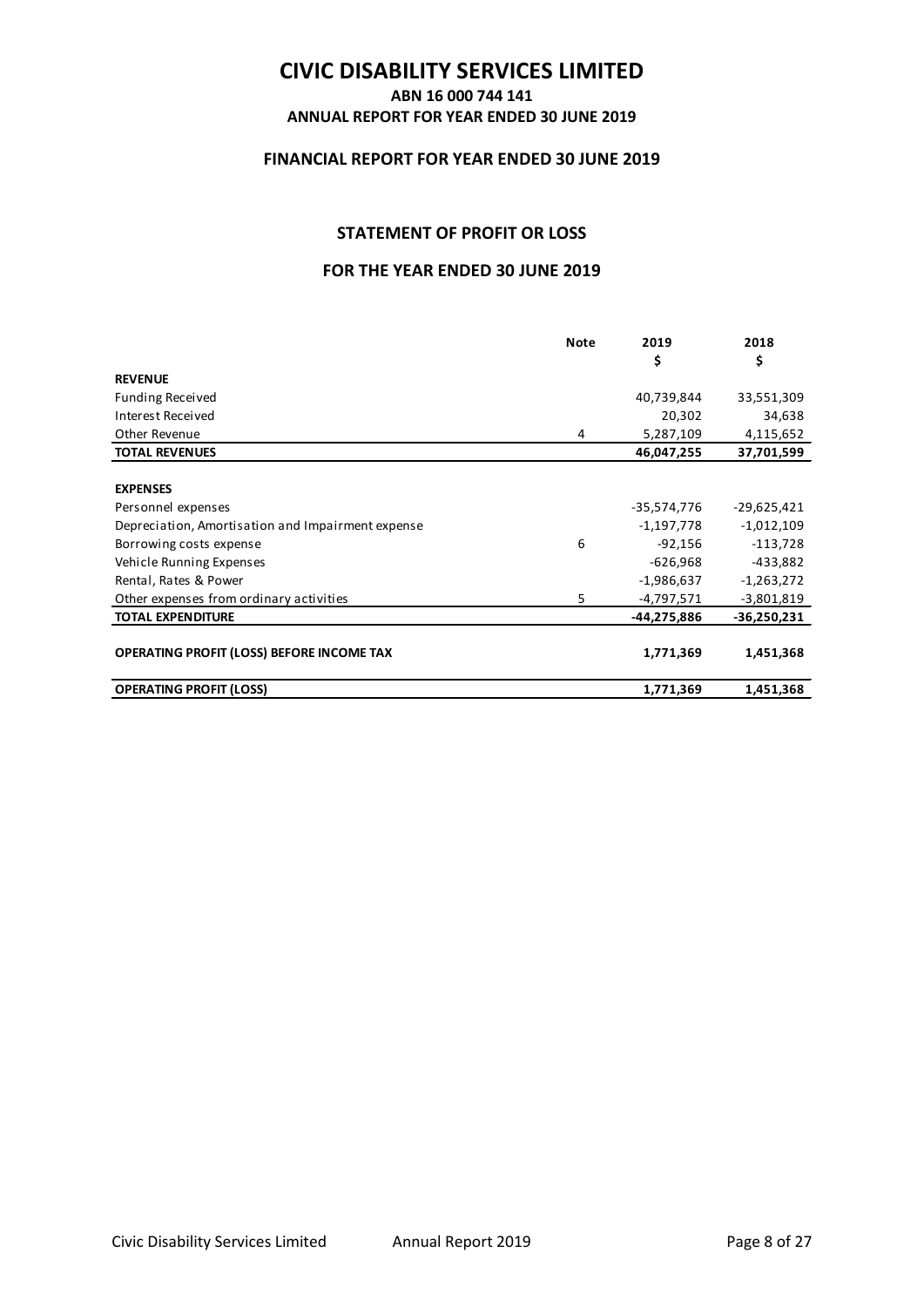# CIVIC DISABILITY SERVICES LIMITED

**ABN 16 000 744 141**

**ANNUAL REPORT FOR YEAR ENDED 30 JUNE 2019**

## FINANCIAL REPORT FOR YEAR ENDED 30 JUNE 2019

## STATEMENT OF PROFIT OR LOSS

### FOR THE YEAR ENDED 30 JUNE 2019

| | Note | 2019 $ | 2018 $ |
|---|---|---|---|
| **REVENUE** | | | |
| Funding Received | | 40,739,844 | 33,551,309 |
| Interest Received | | 20,302 | 34,638 |
| Other Revenue | 4 | 5,287,109 | 4,115,652 |
| **TOTAL REVENUES** | | **46,047,255** | **37,701,599** |
| | | | |
| **EXPENSES** | | | |
| Personnel expenses | | -35,574,776 | -29,625,421 |
| Depreciation, Amortisation and Impairment expense | | -1,197,778 | -1,012,109 |
| Borrowing costs expense | 6 | -92,156 | -113,728 |
| Vehicle Running Expenses | | -626,968 | -433,882 |
| Rental, Rates & Power | | -1,986,637 | -1,263,272 |
| Other expenses from ordinary activities | 5 | -4,797,571 | -3,801,819 |
| **TOTAL EXPENDITURE** | | **-44,275,886** | **-36,250,231** |
| | | | |
| **OPERATING PROFIT (LOSS) BEFORE INCOME TAX** | | **1,771,369** | **1,451,368** |
| | | | |
| **OPERATING PROFIT (LOSS)** | | **1,771,369** | **1,451,368** |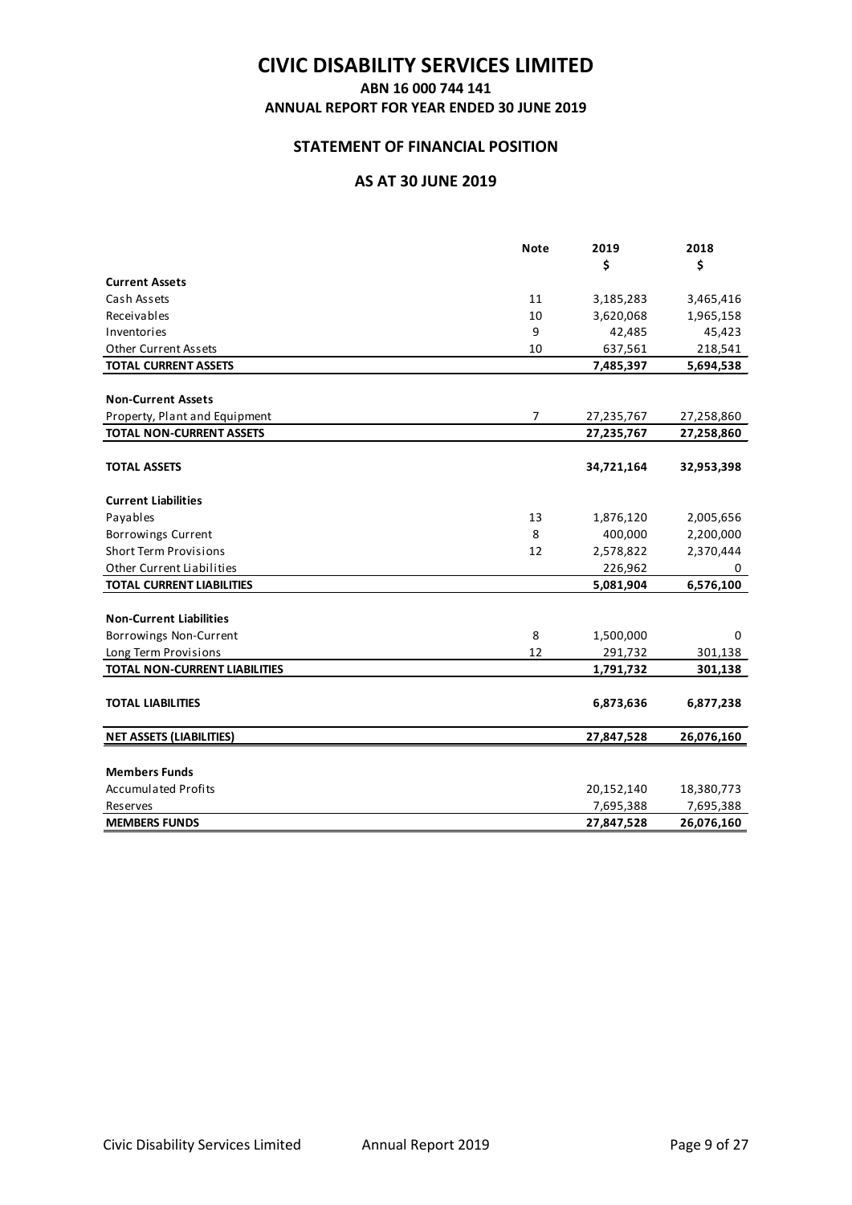# CIVIC DISABILITY SERVICES LIMITED

**ABN 16 000 744 141**

**ANNUAL REPORT FOR YEAR ENDED 30 JUNE 2019**

## STATEMENT OF FINANCIAL POSITION

## AS AT 30 JUNE 2019

| | Note | 2019 $ | 2018 $ |
|---|---|---|---|
| **Current Assets** | | | |
| Cash Assets | 11 | 3,185,283 | 3,465,416 |
| Receivables | 10 | 3,620,068 | 1,965,158 |
| Inventories | 9 | 42,485 | 45,423 |
| Other Current Assets | 10 | 637,561 | 218,541 |
| **TOTAL CURRENT ASSETS** | | **7,485,397** | **5,694,538** |
| **Non-Current Assets** | | | |
| Property, Plant and Equipment | 7 | 27,235,767 | 27,258,860 |
| **TOTAL NON-CURRENT ASSETS** | | **27,235,767** | **27,258,860** |
| **TOTAL ASSETS** | | **34,721,164** | **32,953,398** |
| **Current Liabilities** | | | |
| Payables | 13 | 1,876,120 | 2,005,656 |
| Borrowings Current | 8 | 400,000 | 2,200,000 |
| Short Term Provisions | 12 | 2,578,822 | 2,370,444 |
| Other Current Liabilities | | 226,962 | 0 |
| **TOTAL CURRENT LIABILITIES** | | **5,081,904** | **6,576,100** |
| **Non-Current Liabilities** | | | |
| Borrowings Non-Current | 8 | 1,500,000 | 0 |
| Long Term Provisions | 12 | 291,732 | 301,138 |
| **TOTAL NON-CURRENT LIABILITIES** | | **1,791,732** | **301,138** |
| **TOTAL LIABILITIES** | | **6,873,636** | **6,877,238** |
| **NET ASSETS (LIABILITIES)** | | **27,847,528** | **26,076,160** |
| **Members Funds** | | | |
| Accumulated Profits | | 20,152,140 | 18,380,773 |
| Reserves | | 7,695,388 | 7,695,388 |
| **MEMBERS FUNDS** | | **27,847,528** | **26,076,160** |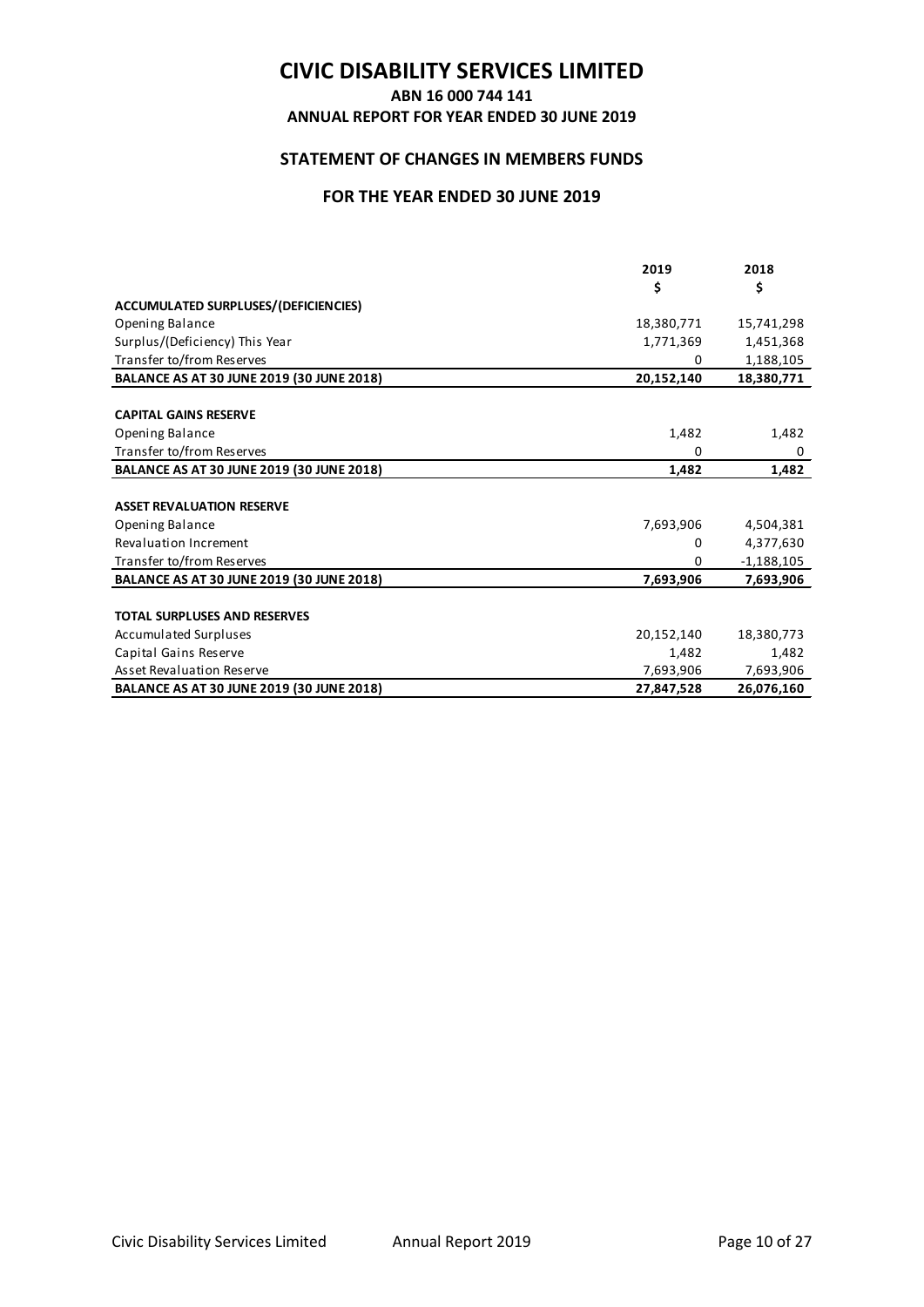# CIVIC DISABILITY SERVICES LIMITED

**ABN 16 000 744 141**

**ANNUAL REPORT FOR YEAR ENDED 30 JUNE 2019**

## STATEMENT OF CHANGES IN MEMBERS FUNDS

### FOR THE YEAR ENDED 30 JUNE 2019

| | 2019<br>$ | 2018<br>$ |
|---|---|---|
| **ACCUMULATED SURPLUSES/(DEFICIENCIES)** | | |
| Opening Balance | 18,380,771 | 15,741,298 |
| Surplus/(Deficiency) This Year | 1,771,369 | 1,451,368 |
| Transfer to/from Reserves | 0 | 1,188,105 |
| **BALANCE AS AT 30 JUNE 2019 (30 JUNE 2018)** | **20,152,140** | **18,380,771** |
| | | |
| **CAPITAL GAINS RESERVE** | | |
| Opening Balance | 1,482 | 1,482 |
| Transfer to/from Reserves | 0 | 0 |
| **BALANCE AS AT 30 JUNE 2019 (30 JUNE 2018)** | **1,482** | **1,482** |
| | | |
| **ASSET REVALUATION RESERVE** | | |
| Opening Balance | 7,693,906 | 4,504,381 |
| Revaluation Increment | 0 | 4,377,630 |
| Transfer to/from Reserves | 0 | -1,188,105 |
| **BALANCE AS AT 30 JUNE 2019 (30 JUNE 2018)** | **7,693,906** | **7,693,906** |
| | | |
| **TOTAL SURPLUSES AND RESERVES** | | |
| Accumulated Surpluses | 20,152,140 | 18,380,773 |
| Capital Gains Reserve | 1,482 | 1,482 |
| Asset Revaluation Reserve | 7,693,906 | 7,693,906 |
| **BALANCE AS AT 30 JUNE 2019 (30 JUNE 2018)** | **27,847,528** | **26,076,160** |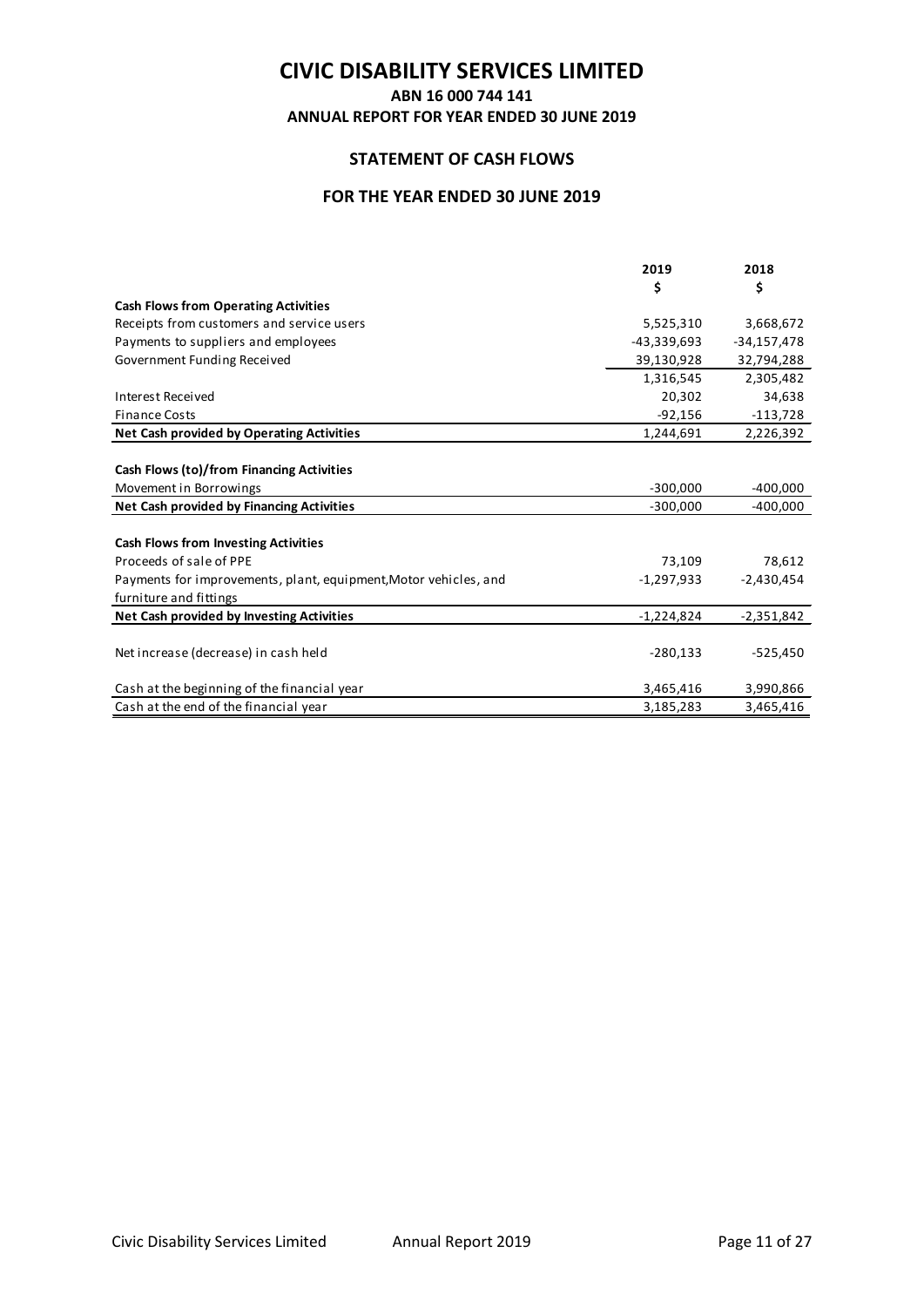# CIVIC DISABILITY SERVICES LIMITED

**ABN 16 000 744 141**

**ANNUAL REPORT FOR YEAR ENDED 30 JUNE 2019**

## STATEMENT OF CASH FLOWS

## FOR THE YEAR ENDED 30 JUNE 2019

| | 2019 | 2018 |
|---|---|---|
| | $ | $ |
| **Cash Flows from Operating Activities** | | |
| Receipts from customers and service users | 5,525,310 | 3,668,672 |
| Payments to suppliers and employees | -43,339,693 | -34,157,478 |
| Government Funding Received | 39,130,928 | 32,794,288 |
| | 1,316,545 | 2,305,482 |
| Interest Received | 20,302 | 34,638 |
| Finance Costs | -92,156 | -113,728 |
| **Net Cash provided by Operating Activities** | 1,244,691 | 2,226,392 |
| | | |
| **Cash Flows (to)/from Financing Activities** | | |
| Movement in Borrowings | -300,000 | -400,000 |
| **Net Cash provided by Financing Activities** | -300,000 | -400,000 |
| | | |
| **Cash Flows from Investing Activities** | | |
| Proceeds of sale of PPE | 73,109 | 78,612 |
| Payments for improvements, plant, equipment,Motor vehicles, and furniture and fittings | -1,297,933 | -2,430,454 |
| **Net Cash provided by Investing Activities** | -1,224,824 | -2,351,842 |
| | | |
| Net increase (decrease) in cash held | -280,133 | -525,450 |
| | | |
| Cash at the beginning of the financial year | 3,465,416 | 3,990,866 |
| Cash at the end of the financial year | 3,185,283 | 3,465,416 |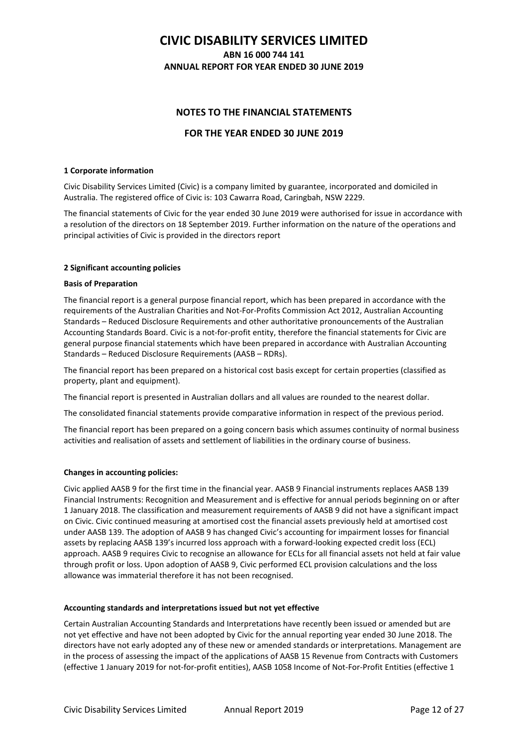# CIVIC DISABILITY SERVICES LIMITED

**ABN 16 000 744 141**

**ANNUAL REPORT FOR YEAR ENDED 30 JUNE 2019**

## NOTES TO THE FINANCIAL STATEMENTS

## FOR THE YEAR ENDED 30 JUNE 2019

### 1 Corporate information

Civic Disability Services Limited (Civic) is a company limited by guarantee, incorporated and domiciled in Australia. The registered office of Civic is: 103 Cawarra Road, Caringbah, NSW 2229.

The financial statements of Civic for the year ended 30 June 2019 were authorised for issue in accordance with a resolution of the directors on 18 September 2019. Further information on the nature of the operations and principal activities of Civic is provided in the directors report

### 2 Significant accounting policies

**Basis of Preparation**

The financial report is a general purpose financial report, which has been prepared in accordance with the requirements of the Australian Charities and Not-For-Profits Commission Act 2012, Australian Accounting Standards – Reduced Disclosure Requirements and other authoritative pronouncements of the Australian Accounting Standards Board. Civic is a not-for-profit entity, therefore the financial statements for Civic are general purpose financial statements which have been prepared in accordance with Australian Accounting Standards – Reduced Disclosure Requirements (AASB – RDRs).

The financial report has been prepared on a historical cost basis except for certain properties (classified as property, plant and equipment).

The financial report is presented in Australian dollars and all values are rounded to the nearest dollar.

The consolidated financial statements provide comparative information in respect of the previous period.

The financial report has been prepared on a going concern basis which assumes continuity of normal business activities and realisation of assets and settlement of liabilities in the ordinary course of business.

**Changes in accounting policies:**

Civic applied AASB 9 for the first time in the financial year. AASB 9 Financial instruments replaces AASB 139 Financial Instruments: Recognition and Measurement and is effective for annual periods beginning on or after 1 January 2018. The classification and measurement requirements of AASB 9 did not have a significant impact on Civic. Civic continued measuring at amortised cost the financial assets previously held at amortised cost under AASB 139. The adoption of AASB 9 has changed Civic's accounting for impairment losses for financial assets by replacing AASB 139's incurred loss approach with a forward-looking expected credit loss (ECL) approach. AASB 9 requires Civic to recognise an allowance for ECLs for all financial assets not held at fair value through profit or loss. Upon adoption of AASB 9, Civic performed ECL provision calculations and the loss allowance was immaterial therefore it has not been recognised.

**Accounting standards and interpretations issued but not yet effective**

Certain Australian Accounting Standards and Interpretations have recently been issued or amended but are not yet effective and have not been adopted by Civic for the annual reporting year ended 30 June 2018. The directors have not early adopted any of these new or amended standards or interpretations. Management are in the process of assessing the impact of the applications of AASB 15 Revenue from Contracts with Customers (effective 1 January 2019 for not-for-profit entities), AASB 1058 Income of Not-For-Profit Entities (effective 1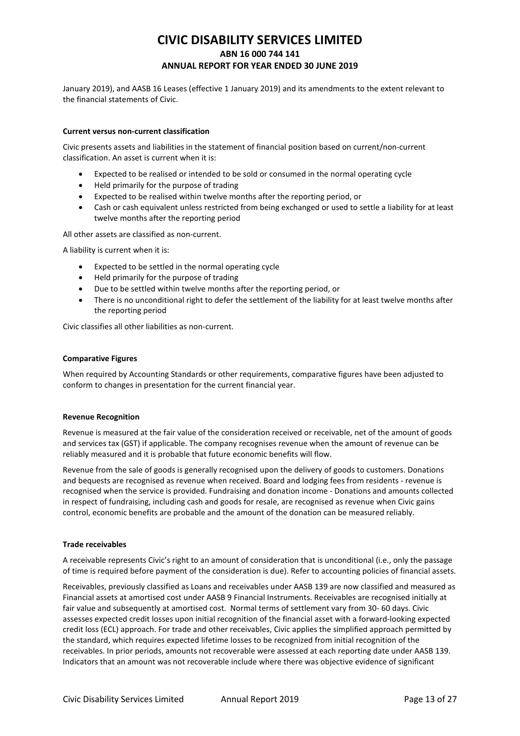January 2019), and AASB 16 Leases (effective 1 January 2019) and its amendments to the extent relevant to the financial statements of Civic.

**Current versus non-current classification**

Civic presents assets and liabilities in the statement of financial position based on current/non-current classification. An asset is current when it is:

- Expected to be realised or intended to be sold or consumed in the normal operating cycle
- Held primarily for the purpose of trading
- Expected to be realised within twelve months after the reporting period, or
- Cash or cash equivalent unless restricted from being exchanged or used to settle a liability for at least twelve months after the reporting period

All other assets are classified as non-current.

A liability is current when it is:

- Expected to be settled in the normal operating cycle
- Held primarily for the purpose of trading
- Due to be settled within twelve months after the reporting period, or
- There is no unconditional right to defer the settlement of the liability for at least twelve months after the reporting period

Civic classifies all other liabilities as non-current.

**Comparative Figures**

When required by Accounting Standards or other requirements, comparative figures have been adjusted to conform to changes in presentation for the current financial year.

**Revenue Recognition**

Revenue is measured at the fair value of the consideration received or receivable, net of the amount of goods and services tax (GST) if applicable. The company recognises revenue when the amount of revenue can be reliably measured and it is probable that future economic benefits will flow.

Revenue from the sale of goods is generally recognised upon the delivery of goods to customers. Donations and bequests are recognised as revenue when received. Board and lodging fees from residents - revenue is recognised when the service is provided. Fundraising and donation income - Donations and amounts collected in respect of fundraising, including cash and goods for resale, are recognised as revenue when Civic gains control, economic benefits are probable and the amount of the donation can be measured reliably.

**Trade receivables**

A receivable represents Civic's right to an amount of consideration that is unconditional (i.e., only the passage of time is required before payment of the consideration is due). Refer to accounting policies of financial assets.

Receivables, previously classified as Loans and receivables under AASB 139 are now classified and measured as Financial assets at amortised cost under AASB 9 Financial Instruments. Receivables are recognised initially at fair value and subsequently at amortised cost. Normal terms of settlement vary from 30- 60 days. Civic assesses expected credit losses upon initial recognition of the financial asset with a forward-looking expected credit loss (ECL) approach. For trade and other receivables, Civic applies the simplified approach permitted by the standard, which requires expected lifetime losses to be recognized from initial recognition of the receivables. In prior periods, amounts not recoverable were assessed at each reporting date under AASB 139. Indicators that an amount was not recoverable include where there was objective evidence of significant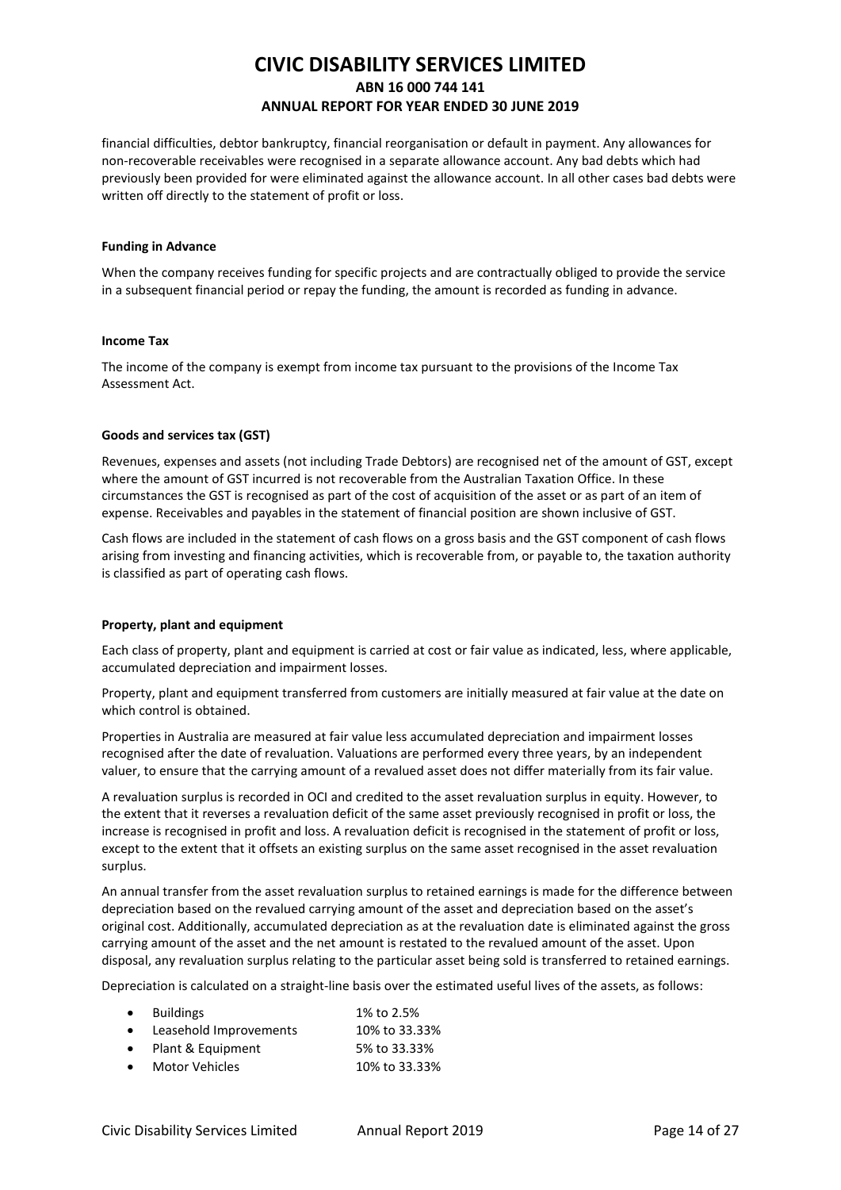financial difficulties, debtor bankruptcy, financial reorganisation or default in payment. Any allowances for non-recoverable receivables were recognised in a separate allowance account. Any bad debts which had previously been provided for were eliminated against the allowance account. In all other cases bad debts were written off directly to the statement of profit or loss.

**Funding in Advance**

When the company receives funding for specific projects and are contractually obliged to provide the service in a subsequent financial period or repay the funding, the amount is recorded as funding in advance.

**Income Tax**

The income of the company is exempt from income tax pursuant to the provisions of the Income Tax Assessment Act.

**Goods and services tax (GST)**

Revenues, expenses and assets (not including Trade Debtors) are recognised net of the amount of GST, except where the amount of GST incurred is not recoverable from the Australian Taxation Office. In these circumstances the GST is recognised as part of the cost of acquisition of the asset or as part of an item of expense. Receivables and payables in the statement of financial position are shown inclusive of GST.

Cash flows are included in the statement of cash flows on a gross basis and the GST component of cash flows arising from investing and financing activities, which is recoverable from, or payable to, the taxation authority is classified as part of operating cash flows.

**Property, plant and equipment**

Each class of property, plant and equipment is carried at cost or fair value as indicated, less, where applicable, accumulated depreciation and impairment losses.

Property, plant and equipment transferred from customers are initially measured at fair value at the date on which control is obtained.

Properties in Australia are measured at fair value less accumulated depreciation and impairment losses recognised after the date of revaluation. Valuations are performed every three years, by an independent valuer, to ensure that the carrying amount of a revalued asset does not differ materially from its fair value.

A revaluation surplus is recorded in OCI and credited to the asset revaluation surplus in equity. However, to the extent that it reverses a revaluation deficit of the same asset previously recognised in profit or loss, the increase is recognised in profit and loss. A revaluation deficit is recognised in the statement of profit or loss, except to the extent that it offsets an existing surplus on the same asset recognised in the asset revaluation surplus.

An annual transfer from the asset revaluation surplus to retained earnings is made for the difference between depreciation based on the revalued carrying amount of the asset and depreciation based on the asset's original cost. Additionally, accumulated depreciation as at the revaluation date is eliminated against the gross carrying amount of the asset and the net amount is restated to the revalued amount of the asset. Upon disposal, any revaluation surplus relating to the particular asset being sold is transferred to retained earnings.

Depreciation is calculated on a straight-line basis over the estimated useful lives of the assets, as follows:

- Buildings 1% to 2.5%
- Leasehold Improvements 10% to 33.33%
- Plant & Equipment 5% to 33.33%
- Motor Vehicles 10% to 33.33%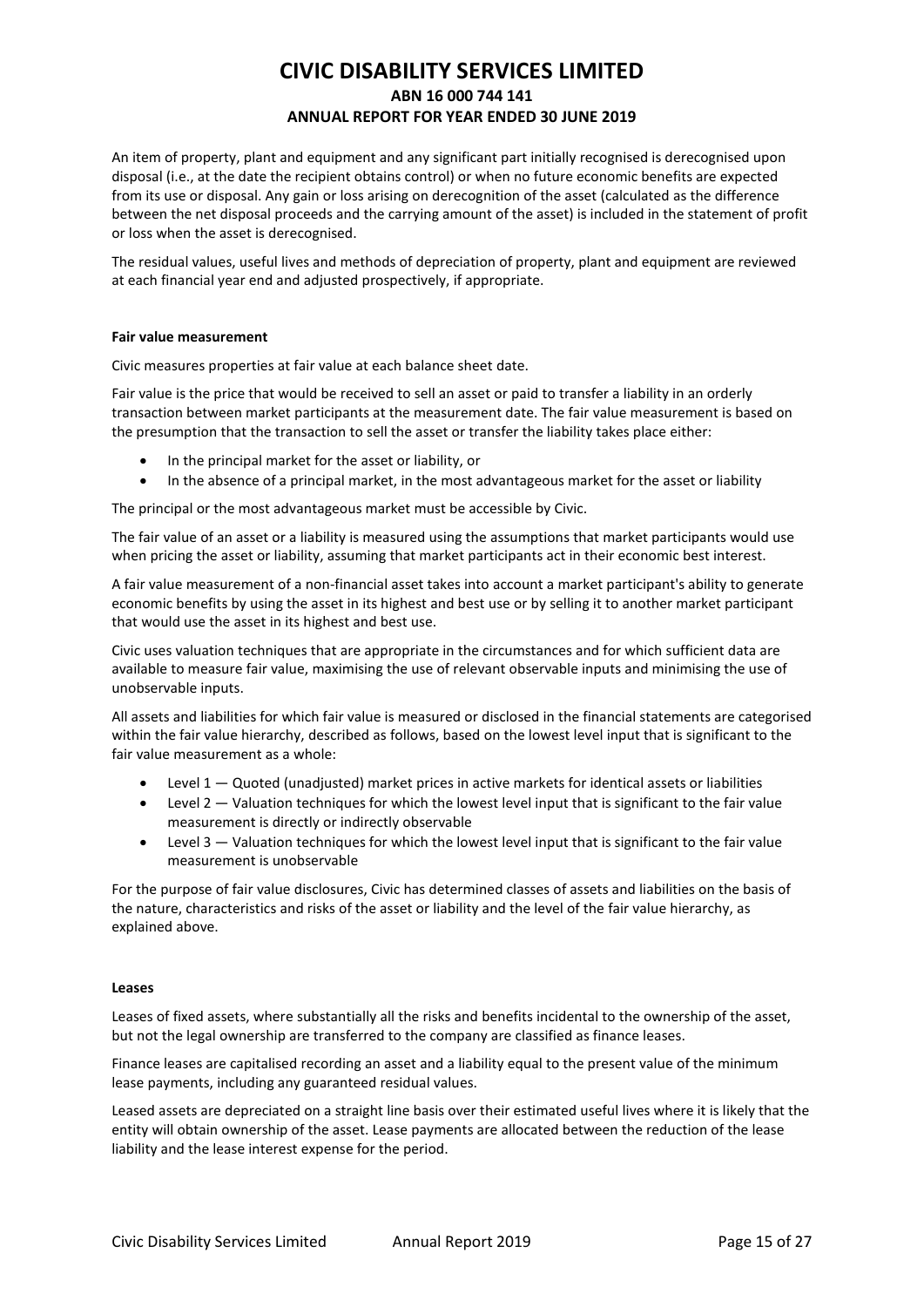An item of property, plant and equipment and any significant part initially recognised is derecognised upon disposal (i.e., at the date the recipient obtains control) or when no future economic benefits are expected from its use or disposal. Any gain or loss arising on derecognition of the asset (calculated as the difference between the net disposal proceeds and the carrying amount of the asset) is included in the statement of profit or loss when the asset is derecognised.

The residual values, useful lives and methods of depreciation of property, plant and equipment are reviewed at each financial year end and adjusted prospectively, if appropriate.

**Fair value measurement**

Civic measures properties at fair value at each balance sheet date.

Fair value is the price that would be received to sell an asset or paid to transfer a liability in an orderly transaction between market participants at the measurement date. The fair value measurement is based on the presumption that the transaction to sell the asset or transfer the liability takes place either:

- In the principal market for the asset or liability, or
- In the absence of a principal market, in the most advantageous market for the asset or liability

The principal or the most advantageous market must be accessible by Civic.

The fair value of an asset or a liability is measured using the assumptions that market participants would use when pricing the asset or liability, assuming that market participants act in their economic best interest.

A fair value measurement of a non-financial asset takes into account a market participant's ability to generate economic benefits by using the asset in its highest and best use or by selling it to another market participant that would use the asset in its highest and best use.

Civic uses valuation techniques that are appropriate in the circumstances and for which sufficient data are available to measure fair value, maximising the use of relevant observable inputs and minimising the use of unobservable inputs.

All assets and liabilities for which fair value is measured or disclosed in the financial statements are categorised within the fair value hierarchy, described as follows, based on the lowest level input that is significant to the fair value measurement as a whole:

- Level 1 — Quoted (unadjusted) market prices in active markets for identical assets or liabilities
- Level 2 — Valuation techniques for which the lowest level input that is significant to the fair value measurement is directly or indirectly observable
- Level 3 — Valuation techniques for which the lowest level input that is significant to the fair value measurement is unobservable

For the purpose of fair value disclosures, Civic has determined classes of assets and liabilities on the basis of the nature, characteristics and risks of the asset or liability and the level of the fair value hierarchy, as explained above.

**Leases**

Leases of fixed assets, where substantially all the risks and benefits incidental to the ownership of the asset, but not the legal ownership are transferred to the company are classified as finance leases.

Finance leases are capitalised recording an asset and a liability equal to the present value of the minimum lease payments, including any guaranteed residual values.

Leased assets are depreciated on a straight line basis over their estimated useful lives where it is likely that the entity will obtain ownership of the asset. Lease payments are allocated between the reduction of the lease liability and the lease interest expense for the period.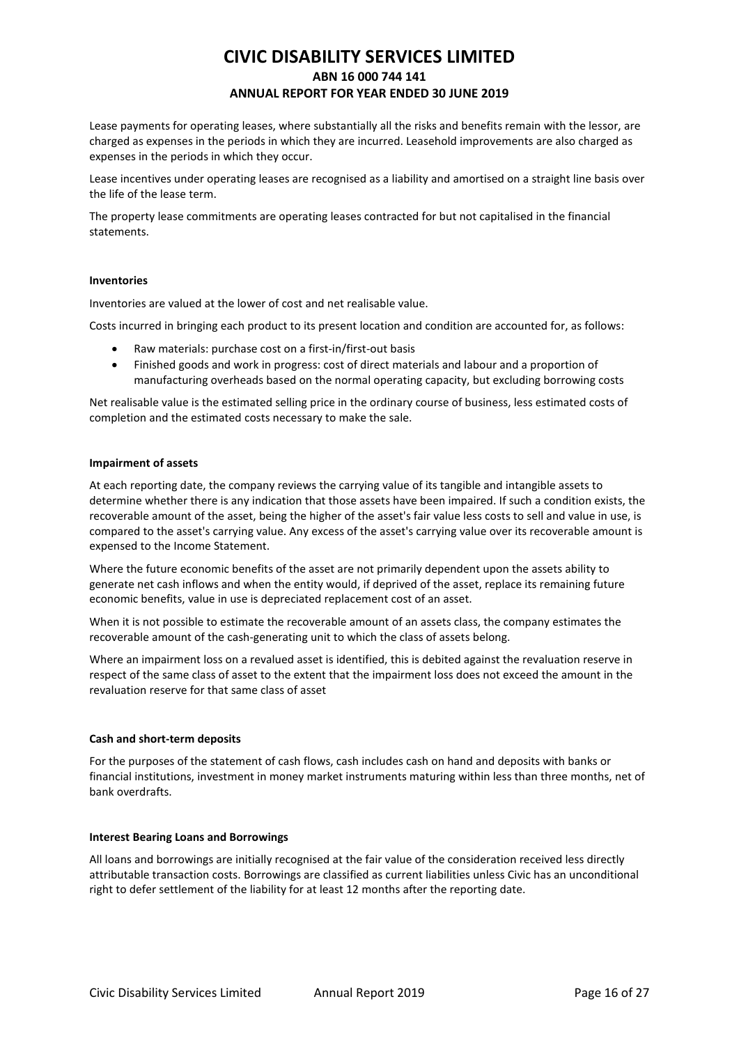Lease payments for operating leases, where substantially all the risks and benefits remain with the lessor, are charged as expenses in the periods in which they are incurred. Leasehold improvements are also charged as expenses in the periods in which they occur.

Lease incentives under operating leases are recognised as a liability and amortised on a straight line basis over the life of the lease term.

The property lease commitments are operating leases contracted for but not capitalised in the financial statements.

**Inventories**

Inventories are valued at the lower of cost and net realisable value.

Costs incurred in bringing each product to its present location and condition are accounted for, as follows:

- Raw materials: purchase cost on a first-in/first-out basis
- Finished goods and work in progress: cost of direct materials and labour and a proportion of manufacturing overheads based on the normal operating capacity, but excluding borrowing costs

Net realisable value is the estimated selling price in the ordinary course of business, less estimated costs of completion and the estimated costs necessary to make the sale.

**Impairment of assets**

At each reporting date, the company reviews the carrying value of its tangible and intangible assets to determine whether there is any indication that those assets have been impaired. If such a condition exists, the recoverable amount of the asset, being the higher of the asset's fair value less costs to sell and value in use, is compared to the asset's carrying value. Any excess of the asset's carrying value over its recoverable amount is expensed to the Income Statement.

Where the future economic benefits of the asset are not primarily dependent upon the assets ability to generate net cash inflows and when the entity would, if deprived of the asset, replace its remaining future economic benefits, value in use is depreciated replacement cost of an asset.

When it is not possible to estimate the recoverable amount of an assets class, the company estimates the recoverable amount of the cash-generating unit to which the class of assets belong.

Where an impairment loss on a revalued asset is identified, this is debited against the revaluation reserve in respect of the same class of asset to the extent that the impairment loss does not exceed the amount in the revaluation reserve for that same class of asset

**Cash and short-term deposits**

For the purposes of the statement of cash flows, cash includes cash on hand and deposits with banks or financial institutions, investment in money market instruments maturing within less than three months, net of bank overdrafts.

**Interest Bearing Loans and Borrowings**

All loans and borrowings are initially recognised at the fair value of the consideration received less directly attributable transaction costs. Borrowings are classified as current liabilities unless Civic has an unconditional right to defer settlement of the liability for at least 12 months after the reporting date.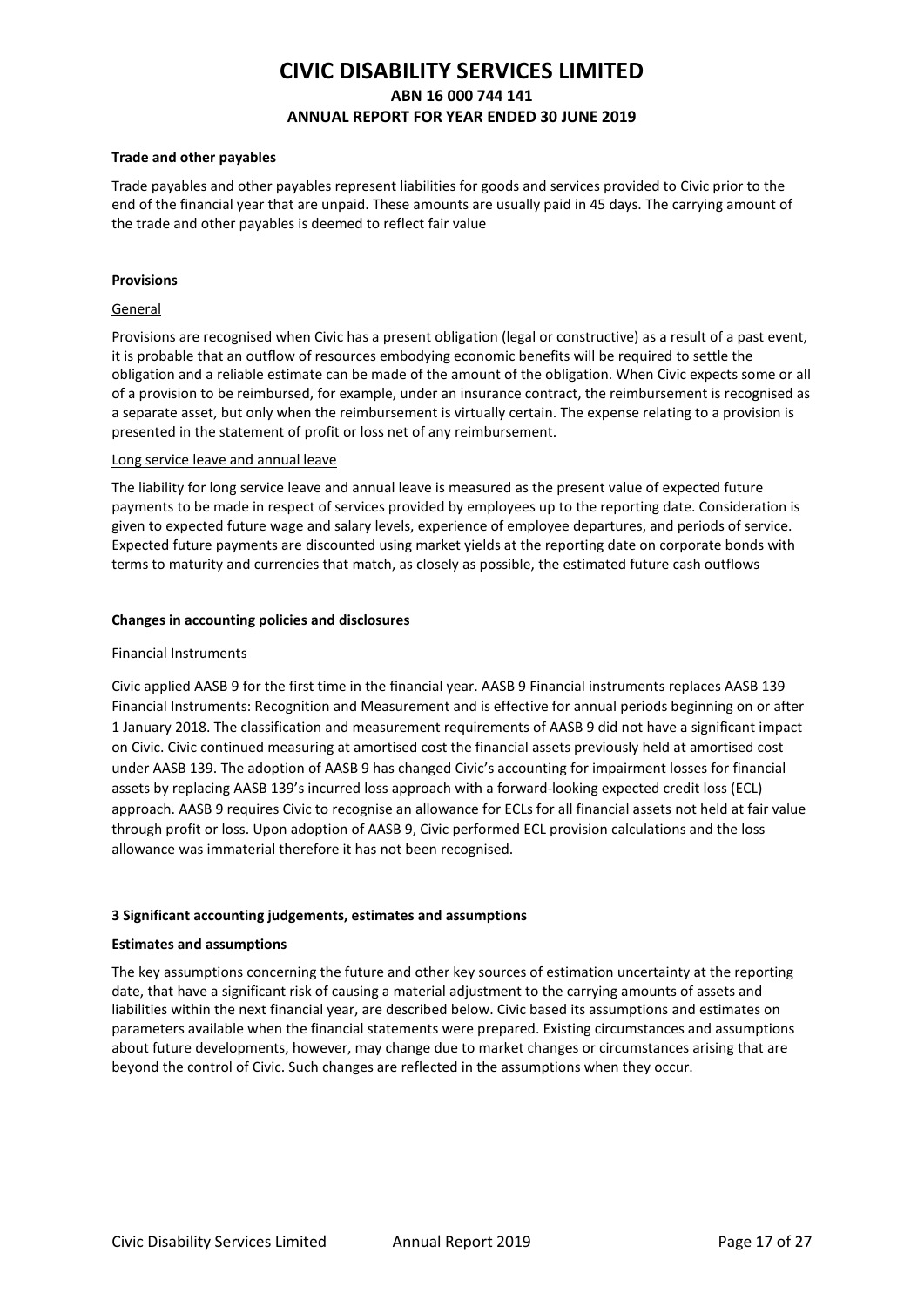**Trade and other payables**

Trade payables and other payables represent liabilities for goods and services provided to Civic prior to the end of the financial year that are unpaid. These amounts are usually paid in 45 days. The carrying amount of the trade and other payables is deemed to reflect fair value

**Provisions**

General

Provisions are recognised when Civic has a present obligation (legal or constructive) as a result of a past event, it is probable that an outflow of resources embodying economic benefits will be required to settle the obligation and a reliable estimate can be made of the amount of the obligation. When Civic expects some or all of a provision to be reimbursed, for example, under an insurance contract, the reimbursement is recognised as a separate asset, but only when the reimbursement is virtually certain. The expense relating to a provision is presented in the statement of profit or loss net of any reimbursement.

Long service leave and annual leave

The liability for long service leave and annual leave is measured as the present value of expected future payments to be made in respect of services provided by employees up to the reporting date. Consideration is given to expected future wage and salary levels, experience of employee departures, and periods of service. Expected future payments are discounted using market yields at the reporting date on corporate bonds with terms to maturity and currencies that match, as closely as possible, the estimated future cash outflows

**Changes in accounting policies and disclosures**

Financial Instruments

Civic applied AASB 9 for the first time in the financial year. AASB 9 Financial instruments replaces AASB 139 Financial Instruments: Recognition and Measurement and is effective for annual periods beginning on or after 1 January 2018. The classification and measurement requirements of AASB 9 did not have a significant impact on Civic. Civic continued measuring at amortised cost the financial assets previously held at amortised cost under AASB 139. The adoption of AASB 9 has changed Civic's accounting for impairment losses for financial assets by replacing AASB 139's incurred loss approach with a forward-looking expected credit loss (ECL) approach. AASB 9 requires Civic to recognise an allowance for ECLs for all financial assets not held at fair value through profit or loss. Upon adoption of AASB 9, Civic performed ECL provision calculations and the loss allowance was immaterial therefore it has not been recognised.

**3 Significant accounting judgements, estimates and assumptions**

**Estimates and assumptions**

The key assumptions concerning the future and other key sources of estimation uncertainty at the reporting date, that have a significant risk of causing a material adjustment to the carrying amounts of assets and liabilities within the next financial year, are described below. Civic based its assumptions and estimates on parameters available when the financial statements were prepared. Existing circumstances and assumptions about future developments, however, may change due to market changes or circumstances arising that are beyond the control of Civic. Such changes are reflected in the assumptions when they occur.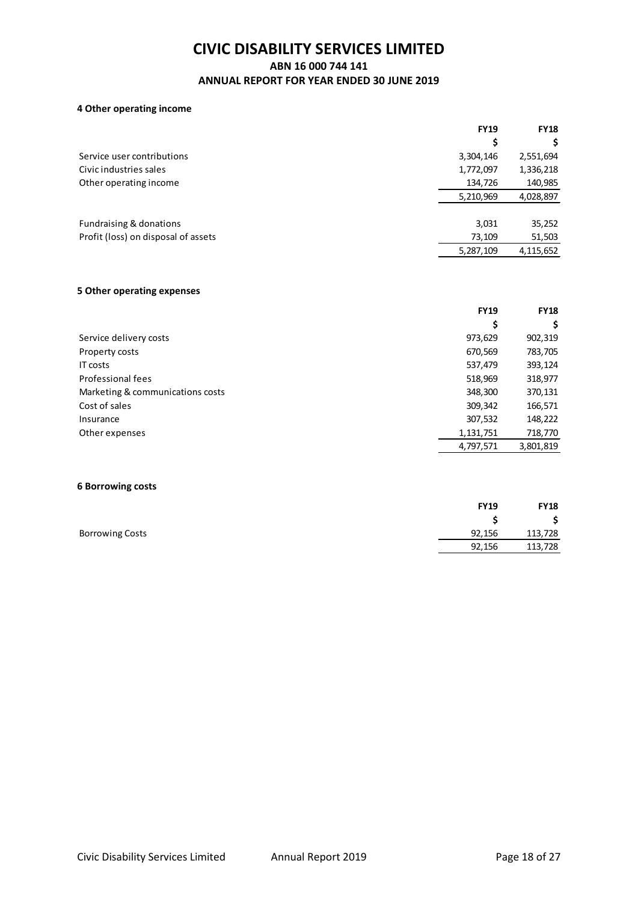# CIVIC DISABILITY SERVICES LIMITED

## ABN 16 000 744 141

## ANNUAL REPORT FOR YEAR ENDED 30 JUNE 2019

### 4 Other operating income

| | FY19 | FY18 |
|---|---|---|
| | $ | $ |
| Service user contributions | 3,304,146 | 2,551,694 |
| Civic industries sales | 1,772,097 | 1,336,218 |
| Other operating income | 134,726 | 140,985 |
| | 5,210,969 | 4,028,897 |
| | | |
| Fundraising & donations | 3,031 | 35,252 |
| Profit (loss) on disposal of assets | 73,109 | 51,503 |
| | 5,287,109 | 4,115,652 |

### 5 Other operating expenses

| | FY19 | FY18 |
|---|---|---|
| | $ | $ |
| Service delivery costs | 973,629 | 902,319 |
| Property costs | 670,569 | 783,705 |
| IT costs | 537,479 | 393,124 |
| Professional fees | 518,969 | 318,977 |
| Marketing & communications costs | 348,300 | 370,131 |
| Cost of sales | 309,342 | 166,571 |
| Insurance | 307,532 | 148,222 |
| Other expenses | 1,131,751 | 718,770 |
| | 4,797,571 | 3,801,819 |

### 6 Borrowing costs

| | FY19 | FY18 |
|---|---|---|
| | $ | $ |
| Borrowing Costs | 92,156 | 113,728 |
| | 92,156 | 113,728 |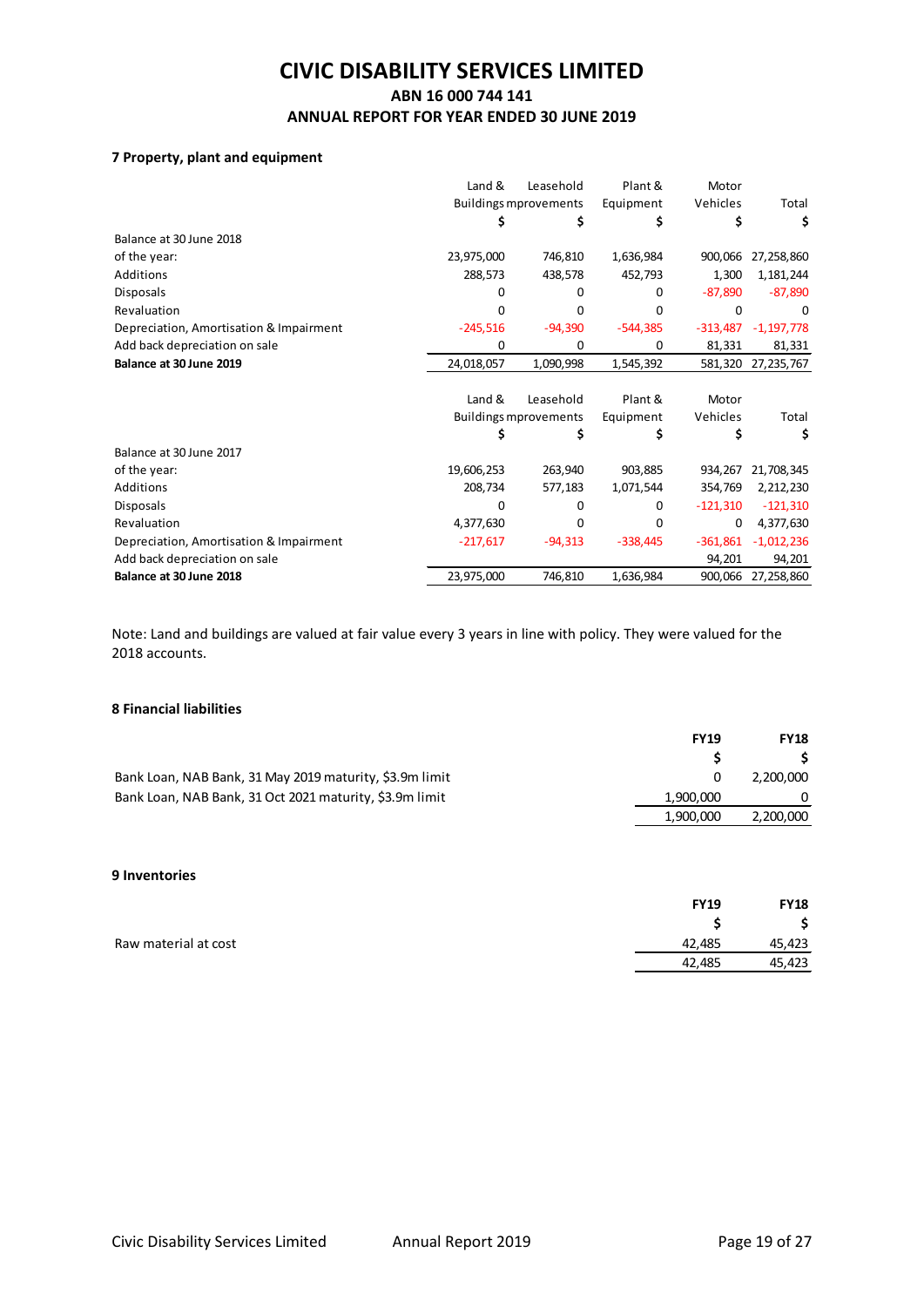# CIVIC DISABILITY SERVICES LIMITED

## ABN 16 000 744 141

## ANNUAL REPORT FOR YEAR ENDED 30 JUNE 2019

### 7 Property, plant and equipment

| | Land & Buildings | Leasehold mprovements | Plant & Equipment | Motor Vehicles | Total |
|---|---|---|---|---|---|
| | $ | $ | $ | $ | $ |
| Balance at 30 June 2018 | | | | | |
| of the year: | 23,975,000 | 746,810 | 1,636,984 | 900,066 | 27,258,860 |
| Additions | 288,573 | 438,578 | 452,793 | 1,300 | 1,181,244 |
| Disposals | 0 | 0 | 0 | -87,890 | -87,890 |
| Revaluation | 0 | 0 | 0 | 0 | 0 |
| Depreciation, Amortisation & Impairment | -245,516 | -94,390 | -544,385 | -313,487 | -1,197,778 |
| Add back depreciation on sale | 0 | 0 | 0 | 81,331 | 81,331 |
| **Balance at 30 June 2019** | 24,018,057 | 1,090,998 | 1,545,392 | 581,320 | 27,235,767 |

| | Land & Buildings | Leasehold mprovements | Plant & Equipment | Motor Vehicles | Total |
|---|---|---|---|---|---|
| | $ | $ | $ | $ | $ |
| Balance at 30 June 2017 | | | | | |
| of the year: | 19,606,253 | 263,940 | 903,885 | 934,267 | 21,708,345 |
| Additions | 208,734 | 577,183 | 1,071,544 | 354,769 | 2,212,230 |
| Disposals | 0 | 0 | 0 | -121,310 | -121,310 |
| Revaluation | 4,377,630 | 0 | 0 | 0 | 4,377,630 |
| Depreciation, Amortisation & Impairment | -217,617 | -94,313 | -338,445 | -361,861 | -1,012,236 |
| Add back depreciation on sale | | | | 94,201 | 94,201 |
| **Balance at 30 June 2018** | 23,975,000 | 746,810 | 1,636,984 | 900,066 | 27,258,860 |

Note: Land and buildings are valued at fair value every 3 years in line with policy. They were valued for the 2018 accounts.

### 8 Financial liabilities

| | **FY19** | **FY18** |
|---|---|---|
| | $ | $ |
| Bank Loan, NAB Bank, 31 May 2019 maturity, $3.9m limit | 0 | 2,200,000 |
| Bank Loan, NAB Bank, 31 Oct 2021 maturity, $3.9m limit | 1,900,000 | 0 |
| | 1,900,000 | 2,200,000 |

### 9 Inventories

| | **FY19** | **FY18** |
|---|---|---|
| | $ | $ |
| Raw material at cost | 42,485 | 45,423 |
| | 42,485 | 45,423 |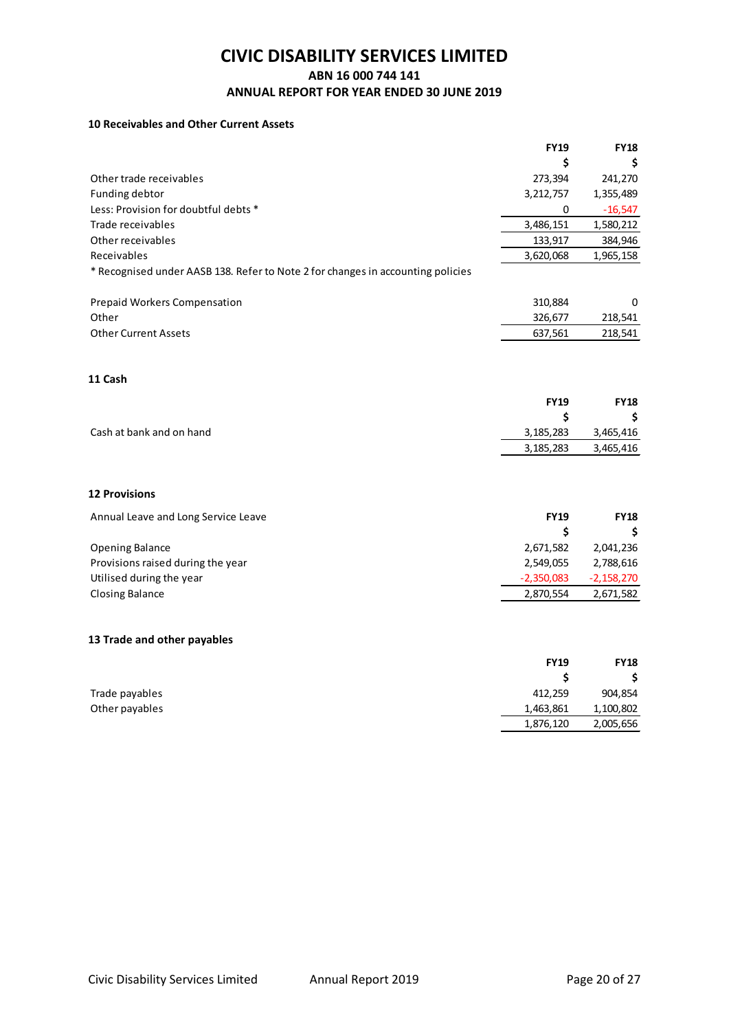# CIVIC DISABILITY SERVICES LIMITED

**ABN 16 000 744 141**

**ANNUAL REPORT FOR YEAR ENDED 30 JUNE 2019**

### 10 Receivables and Other Current Assets

| | FY19 | FY18 |
|---|---|---|
| | $ | $ |
| Other trade receivables | 273,394 | 241,270 |
| Funding debtor | 3,212,757 | 1,355,489 |
| Less: Provision for doubtful debts * | 0 | -16,547 |
| Trade receivables | 3,486,151 | 1,580,212 |
| Other receivables | 133,917 | 384,946 |
| Receivables | 3,620,068 | 1,965,158 |

* Recognised under AASB 138. Refer to Note 2 for changes in accounting policies

| | FY19 | FY18 |
|---|---|---|
| Prepaid Workers Compensation | 310,884 | 0 |
| Other | 326,677 | 218,541 |
| Other Current Assets | 637,561 | 218,541 |

### 11 Cash

| | FY19 | FY18 |
|---|---|---|
| | $ | $ |
| Cash at bank and on hand | 3,185,283 | 3,465,416 |
| | 3,185,283 | 3,465,416 |

### 12 Provisions

| Annual Leave and Long Service Leave | FY19 | FY18 |
|---|---|---|
| | $ | $ |
| Opening Balance | 2,671,582 | 2,041,236 |
| Provisions raised during the year | 2,549,055 | 2,788,616 |
| Utilised during the year | -2,350,083 | -2,158,270 |
| Closing Balance | 2,870,554 | 2,671,582 |

### 13 Trade and other payables

| | FY19 | FY18 |
|---|---|---|
| | $ | $ |
| Trade payables | 412,259 | 904,854 |
| Other payables | 1,463,861 | 1,100,802 |
| | 1,876,120 | 2,005,656 |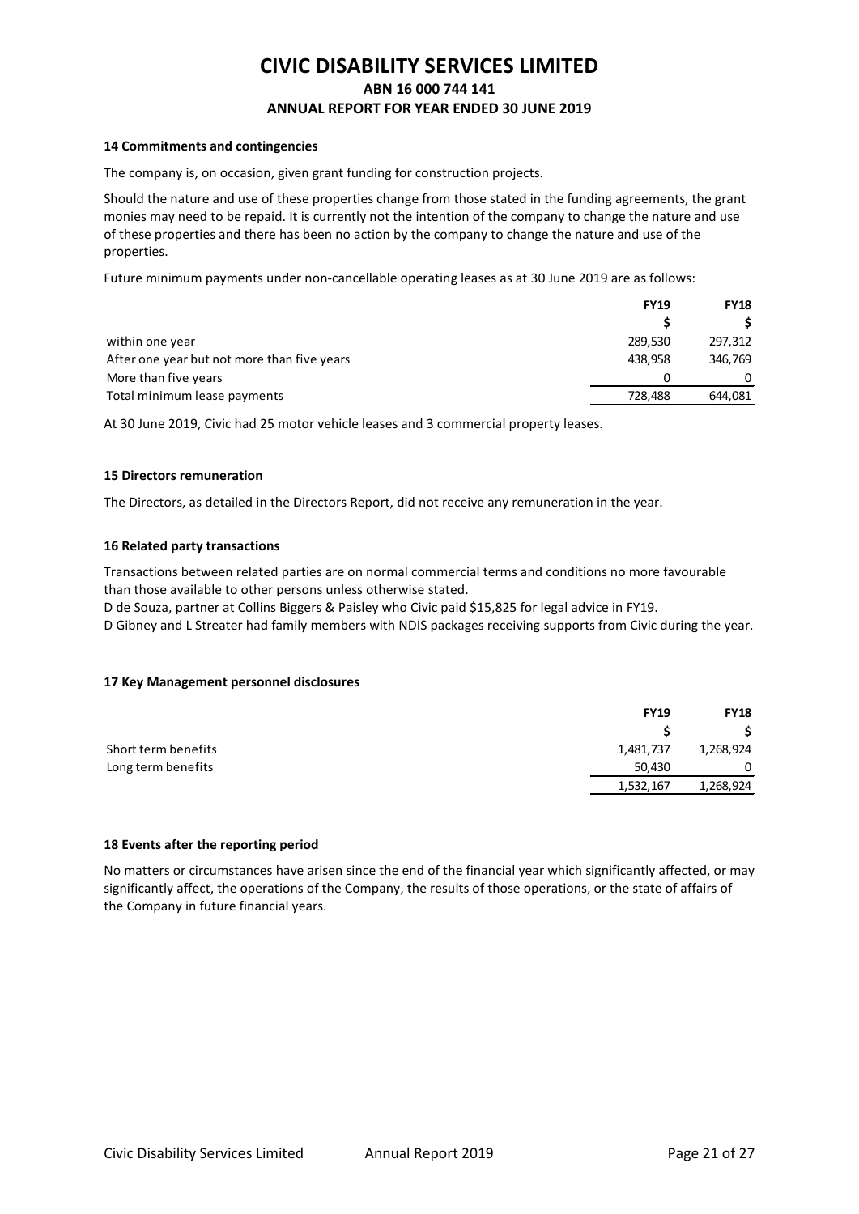# CIVIC DISABILITY SERVICES LIMITED

## ABN 16 000 744 141

## ANNUAL REPORT FOR YEAR ENDED 30 JUNE 2019

### 14 Commitments and contingencies

The company is, on occasion, given grant funding for construction projects.

Should the nature and use of these properties change from those stated in the funding agreements, the grant monies may need to be repaid. It is currently not the intention of the company to change the nature and use of these properties and there has been no action by the company to change the nature and use of the properties.

Future minimum payments under non-cancellable operating leases as at 30 June 2019 are as follows:

| | FY19 | FY18 |
|---|---|---|
| | $ | $ |
| within one year | 289,530 | 297,312 |
| After one year but not more than five years | 438,958 | 346,769 |
| More than five years | 0 | 0 |
| Total minimum lease payments | 728,488 | 644,081 |

At 30 June 2019, Civic had 25 motor vehicle leases and 3 commercial property leases.

### 15 Directors remuneration

The Directors, as detailed in the Directors Report, did not receive any remuneration in the year.

### 16 Related party transactions

Transactions between related parties are on normal commercial terms and conditions no more favourable than those available to other persons unless otherwise stated.

D de Souza, partner at Collins Biggers & Paisley who Civic paid $15,825 for legal advice in FY19.

D Gibney and L Streater had family members with NDIS packages receiving supports from Civic during the year.

### 17 Key Management personnel disclosures

| | FY19 | FY18 |
|---|---|---|
| | $ | $ |
| Short term benefits | 1,481,737 | 1,268,924 |
| Long term benefits | 50,430 | 0 |
| | 1,532,167 | 1,268,924 |

### 18 Events after the reporting period

No matters or circumstances have arisen since the end of the financial year which significantly affected, or may significantly affect, the operations of the Company, the results of those operations, or the state of affairs of the Company in future financial years.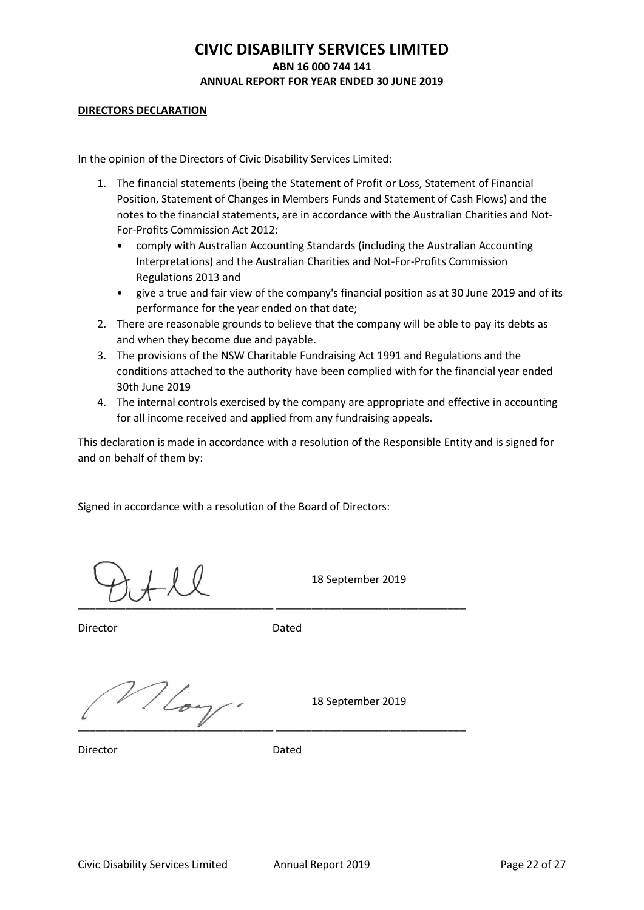# CIVIC DISABILITY SERVICES LIMITED

**ABN 16 000 744 141**

**ANNUAL REPORT FOR YEAR ENDED 30 JUNE 2019**

**DIRECTORS DECLARATION**

In the opinion of the Directors of Civic Disability Services Limited:

1. The financial statements (being the Statement of Profit or Loss, Statement of Financial Position, Statement of Changes in Members Funds and Statement of Cash Flows) and the notes to the financial statements, are in accordance with the Australian Charities and Not-For-Profits Commission Act 2012:
   - comply with Australian Accounting Standards (including the Australian Accounting Interpretations) and the Australian Charities and Not-For-Profits Commission Regulations 2013 and
   - give a true and fair view of the company's financial position as at 30 June 2019 and of its performance for the year ended on that date;
2. There are reasonable grounds to believe that the company will be able to pay its debts as and when they become due and payable.
3. The provisions of the NSW Charitable Fundraising Act 1991 and Regulations and the conditions attached to the authority have been complied with for the financial year ended 30th June 2019
4. The internal controls exercised by the company are appropriate and effective in accounting for all income received and applied from any fundraising appeals.

This declaration is made in accordance with a resolution of the Responsible Entity and is signed for and on behalf of them by:

Signed in accordance with a resolution of the Board of Directors:

| | |
|---|---|
| \_\_\_\_\_\_\_\_\_\_\_\_\_\_\_\_\_\_\_\_\_\_ | 18 September 2019 |
| Director | Dated |
| \_\_\_\_\_\_\_\_\_\_\_\_\_\_\_\_\_\_\_\_\_\_ | 18 September 2019 |
| Director | Dated |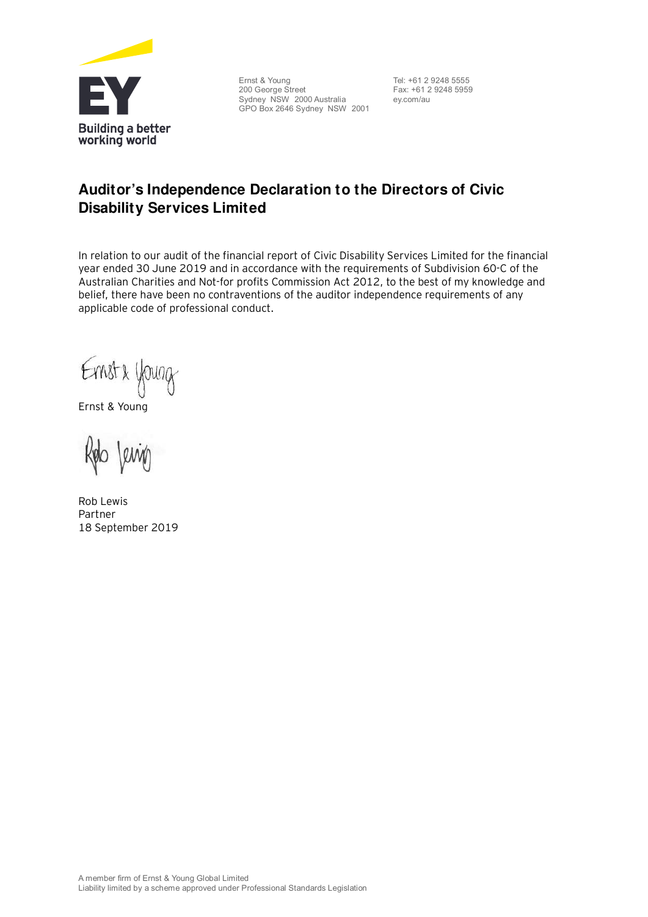Ernst & Young
200 George Street
Sydney NSW 2000 Australia
GPO Box 2646 Sydney NSW 2001

Tel: +61 2 9248 5555
Fax: +61 2 9248 5959
ey.com/au

# Auditor's Independence Declaration to the Directors of Civic Disability Services Limited

In relation to our audit of the financial report of Civic Disability Services Limited for the financial year ended 30 June 2019 and in accordance with the requirements of Subdivision 60-C of the Australian Charities and Not-for profits Commission Act 2012, to the best of my knowledge and belief, there have been no contraventions of the auditor independence requirements of any applicable code of professional conduct.

Ernst & Young

Rob Lewis
Partner
18 September 2019

A member firm of Ernst & Young Global Limited
Liability limited by a scheme approved under Professional Standards Legislation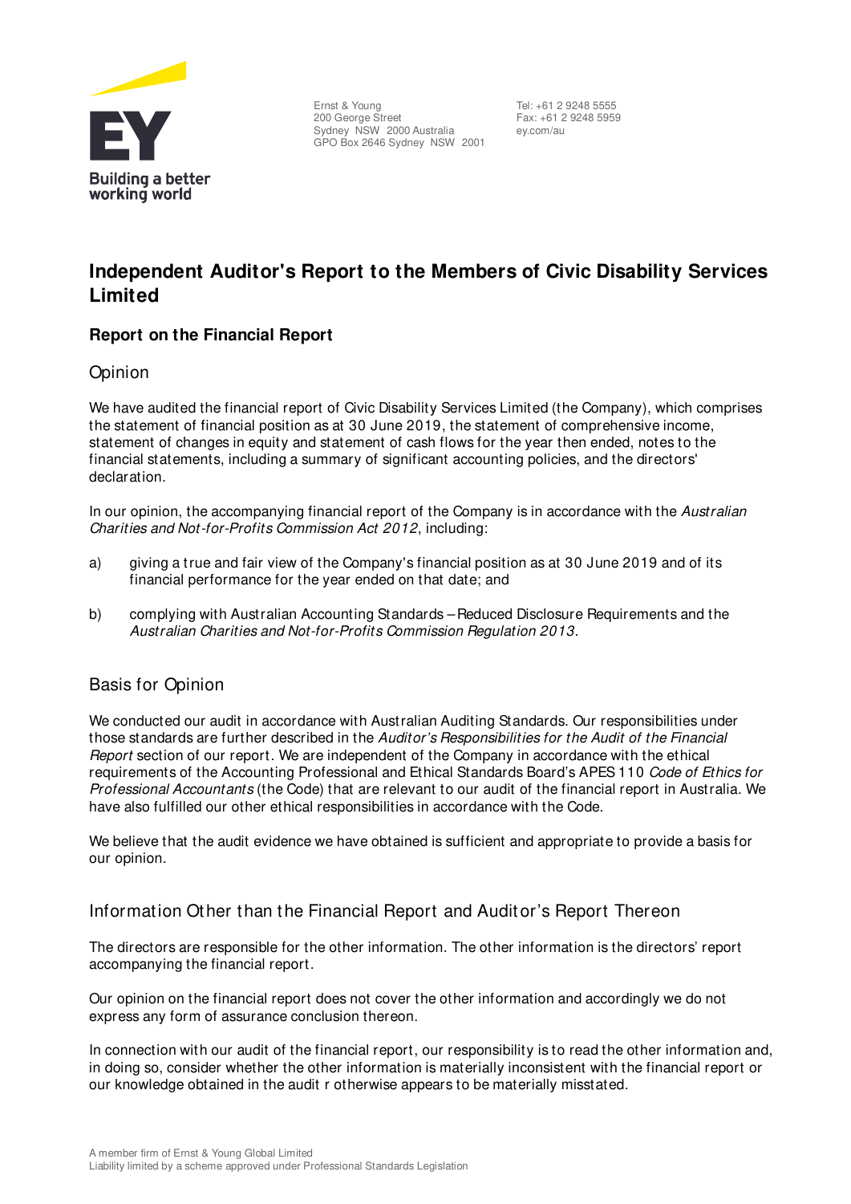Ernst & Young
200 George Street
Sydney NSW 2000 Australia
GPO Box 2646 Sydney NSW 2001

Tel: +61 2 9248 5555
Fax: +61 2 9248 5959
ey.com/au

# Independent Auditor's Report to the Members of Civic Disability Services Limited

## Report on the Financial Report

### Opinion

We have audited the financial report of Civic Disability Services Limited (the Company), which comprises the statement of financial position as at 30 June 2019, the statement of comprehensive income, statement of changes in equity and statement of cash flows for the year then ended, notes to the financial statements, including a summary of significant accounting policies, and the directors' declaration.

In our opinion, the accompanying financial report of the Company is in accordance with the *Australian Charities and Not-for-Profits Commission Act 2012*, including:

a) giving a true and fair view of the Company's financial position as at 30 June 2019 and of its financial performance for the year ended on that date; and

b) complying with Australian Accounting Standards – Reduced Disclosure Requirements and the *Australian Charities and Not-for-Profits Commission Regulation 2013*.

### Basis for Opinion

We conducted our audit in accordance with Australian Auditing Standards. Our responsibilities under those standards are further described in the *Auditor's Responsibilities for the Audit of the Financial Report* section of our report. We are independent of the Company in accordance with the ethical requirements of the Accounting Professional and Ethical Standards Board's APES 110 *Code of Ethics for Professional Accountants* (the Code) that are relevant to our audit of the financial report in Australia. We have also fulfilled our other ethical responsibilities in accordance with the Code.

We believe that the audit evidence we have obtained is sufficient and appropriate to provide a basis for our opinion.

### Information Other than the Financial Report and Auditor's Report Thereon

The directors are responsible for the other information. The other information is the directors' report accompanying the financial report.

Our opinion on the financial report does not cover the other information and accordingly we do not express any form of assurance conclusion thereon.

In connection with our audit of the financial report, our responsibility is to read the other information and, in doing so, consider whether the other information is materially inconsistent with the financial report or our knowledge obtained in the audit r otherwise appears to be materially misstated.

A member firm of Ernst & Young Global Limited
Liability limited by a scheme approved under Professional Standards Legislation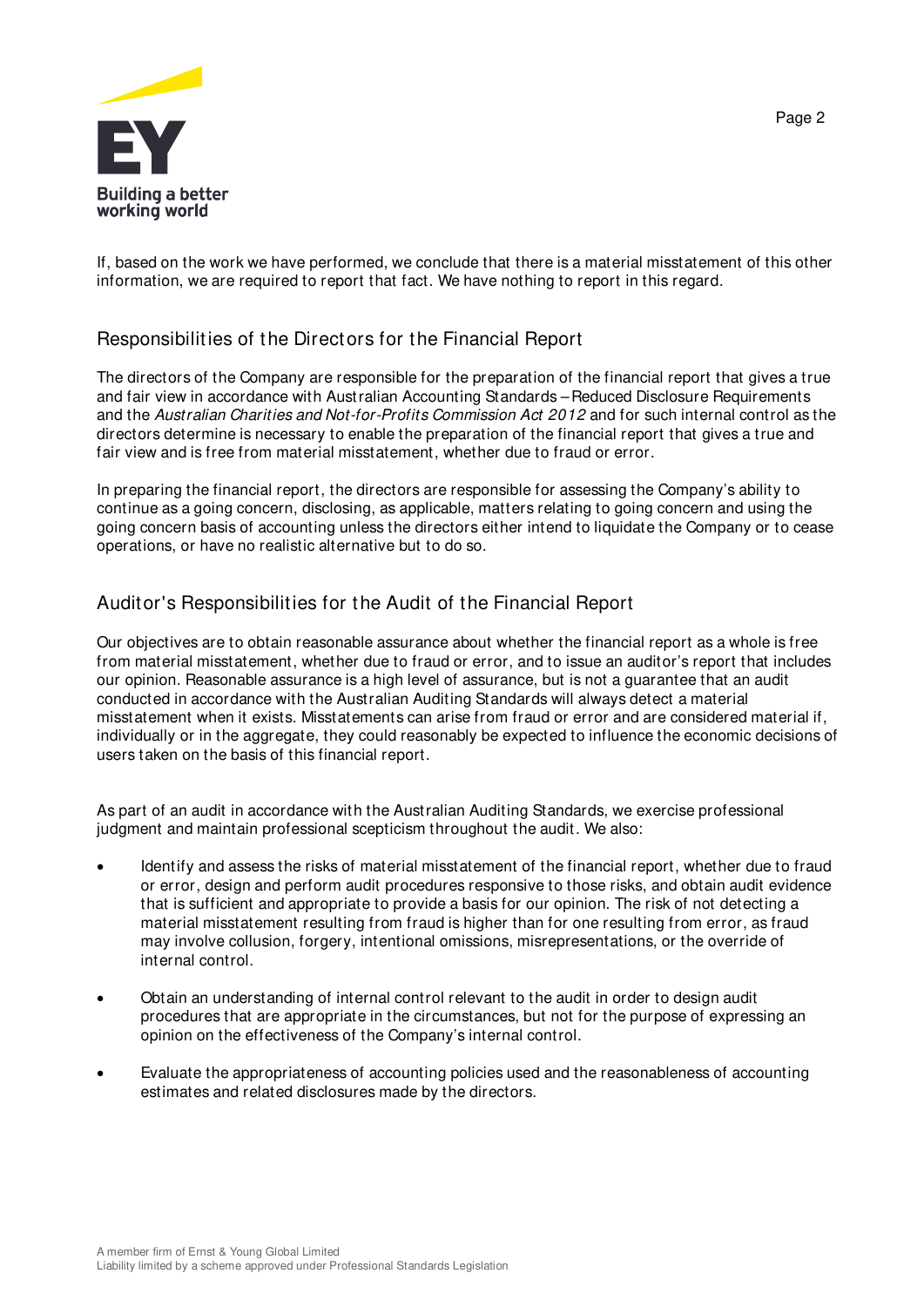If, based on the work we have performed, we conclude that there is a material misstatement of this other information, we are required to report that fact. We have nothing to report in this regard.

## Responsibilities of the Directors for the Financial Report

The directors of the Company are responsible for the preparation of the financial report that gives a true and fair view in accordance with Australian Accounting Standards – Reduced Disclosure Requirements and the *Australian Charities and Not-for-Profits Commission Act 2012* and for such internal control as the directors determine is necessary to enable the preparation of the financial report that gives a true and fair view and is free from material misstatement, whether due to fraud or error.

In preparing the financial report, the directors are responsible for assessing the Company's ability to continue as a going concern, disclosing, as applicable, matters relating to going concern and using the going concern basis of accounting unless the directors either intend to liquidate the Company or to cease operations, or have no realistic alternative but to do so.

## Auditor's Responsibilities for the Audit of the Financial Report

Our objectives are to obtain reasonable assurance about whether the financial report as a whole is free from material misstatement, whether due to fraud or error, and to issue an auditor's report that includes our opinion. Reasonable assurance is a high level of assurance, but is not a guarantee that an audit conducted in accordance with the Australian Auditing Standards will always detect a material misstatement when it exists. Misstatements can arise from fraud or error and are considered material if, individually or in the aggregate, they could reasonably be expected to influence the economic decisions of users taken on the basis of this financial report.

As part of an audit in accordance with the Australian Auditing Standards, we exercise professional judgment and maintain professional scepticism throughout the audit. We also:

- Identify and assess the risks of material misstatement of the financial report, whether due to fraud or error, design and perform audit procedures responsive to those risks, and obtain audit evidence that is sufficient and appropriate to provide a basis for our opinion. The risk of not detecting a material misstatement resulting from fraud is higher than for one resulting from error, as fraud may involve collusion, forgery, intentional omissions, misrepresentations, or the override of internal control.
- Obtain an understanding of internal control relevant to the audit in order to design audit procedures that are appropriate in the circumstances, but not for the purpose of expressing an opinion on the effectiveness of the Company's internal control.
- Evaluate the appropriateness of accounting policies used and the reasonableness of accounting estimates and related disclosures made by the directors.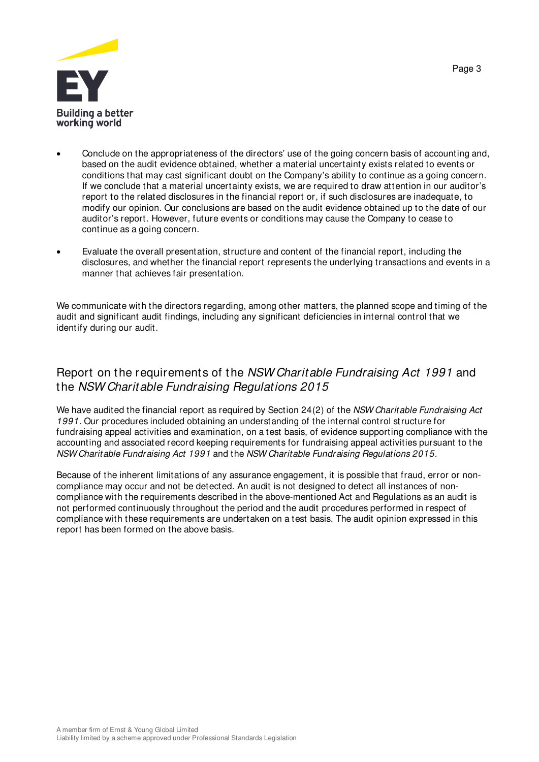- Conclude on the appropriateness of the directors' use of the going concern basis of accounting and, based on the audit evidence obtained, whether a material uncertainty exists related to events or conditions that may cast significant doubt on the Company's ability to continue as a going concern. If we conclude that a material uncertainty exists, we are required to draw attention in our auditor's report to the related disclosures in the financial report or, if such disclosures are inadequate, to modify our opinion. Our conclusions are based on the audit evidence obtained up to the date of our auditor's report. However, future events or conditions may cause the Company to cease to continue as a going concern.

- Evaluate the overall presentation, structure and content of the financial report, including the disclosures, and whether the financial report represents the underlying transactions and events in a manner that achieves fair presentation.

We communicate with the directors regarding, among other matters, the planned scope and timing of the audit and significant audit findings, including any significant deficiencies in internal control that we identify during our audit.

## Report on the requirements of the *NSW Charitable Fundraising Act 1991* and the *NSW Charitable Fundraising Regulations 2015*

We have audited the financial report as required by Section 24(2) of the *NSW Charitable Fundraising Act 1991*. Our procedures included obtaining an understanding of the internal control structure for fundraising appeal activities and examination, on a test basis, of evidence supporting compliance with the accounting and associated record keeping requirements for fundraising appeal activities pursuant to the *NSW Charitable Fundraising Act 1991* and the *NSW Charitable Fundraising Regulations 2015*.

Because of the inherent limitations of any assurance engagement, it is possible that fraud, error or non-compliance may occur and not be detected. An audit is not designed to detect all instances of non-compliance with the requirements described in the above-mentioned Act and Regulations as an audit is not performed continuously throughout the period and the audit procedures performed in respect of compliance with these requirements are undertaken on a test basis. The audit opinion expressed in this report has been formed on the above basis.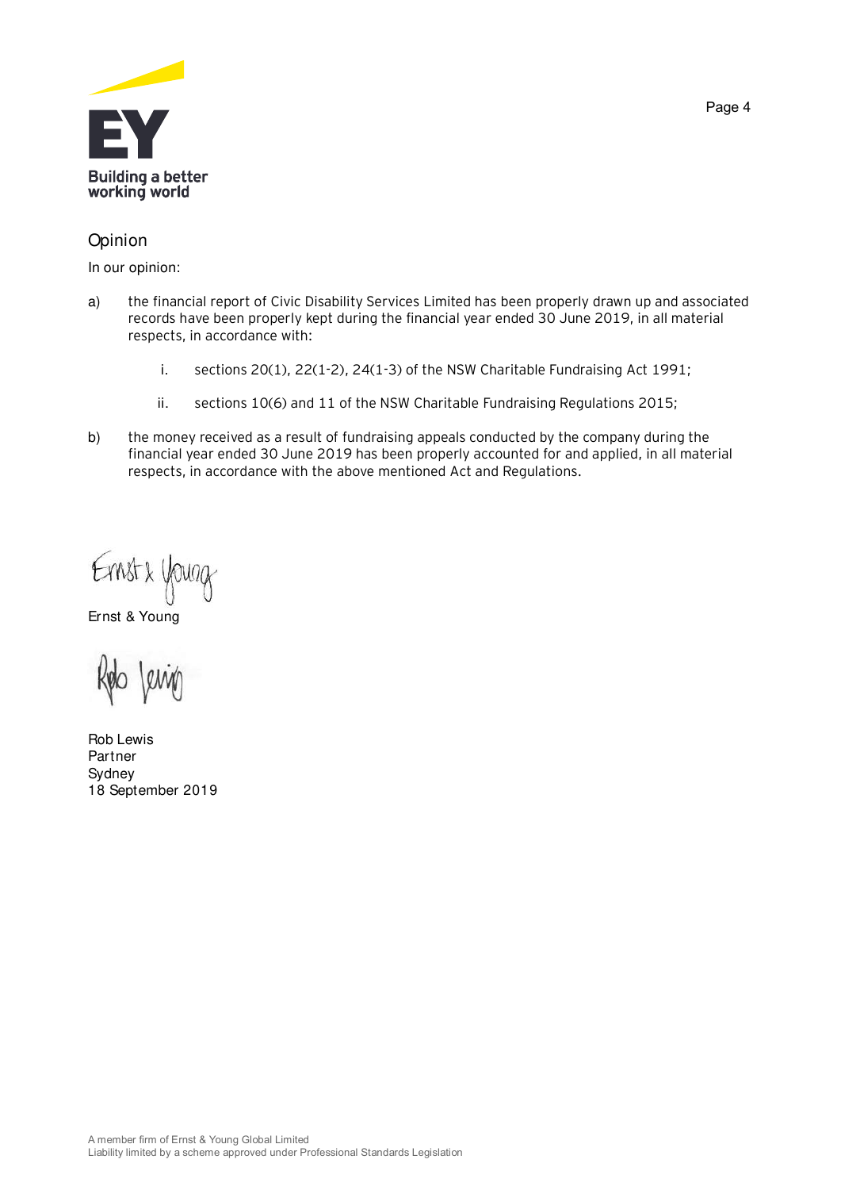## Opinion

In our opinion:

a) the financial report of Civic Disability Services Limited has been properly drawn up and associated records have been properly kept during the financial year ended 30 June 2019, in all material respects, in accordance with:

   i. sections 20(1), 22(1-2), 24(1-3) of the NSW Charitable Fundraising Act 1991;

   ii. sections 10(6) and 11 of the NSW Charitable Fundraising Regulations 2015;

b) the money received as a result of fundraising appeals conducted by the company during the financial year ended 30 June 2019 has been properly accounted for and applied, in all material respects, in accordance with the above mentioned Act and Regulations.

Ernst & Young

Rob Lewis
Partner
Sydney
18 September 2019

A member firm of Ernst & Young Global Limited
Liability limited by a scheme approved under Professional Standards Legislation